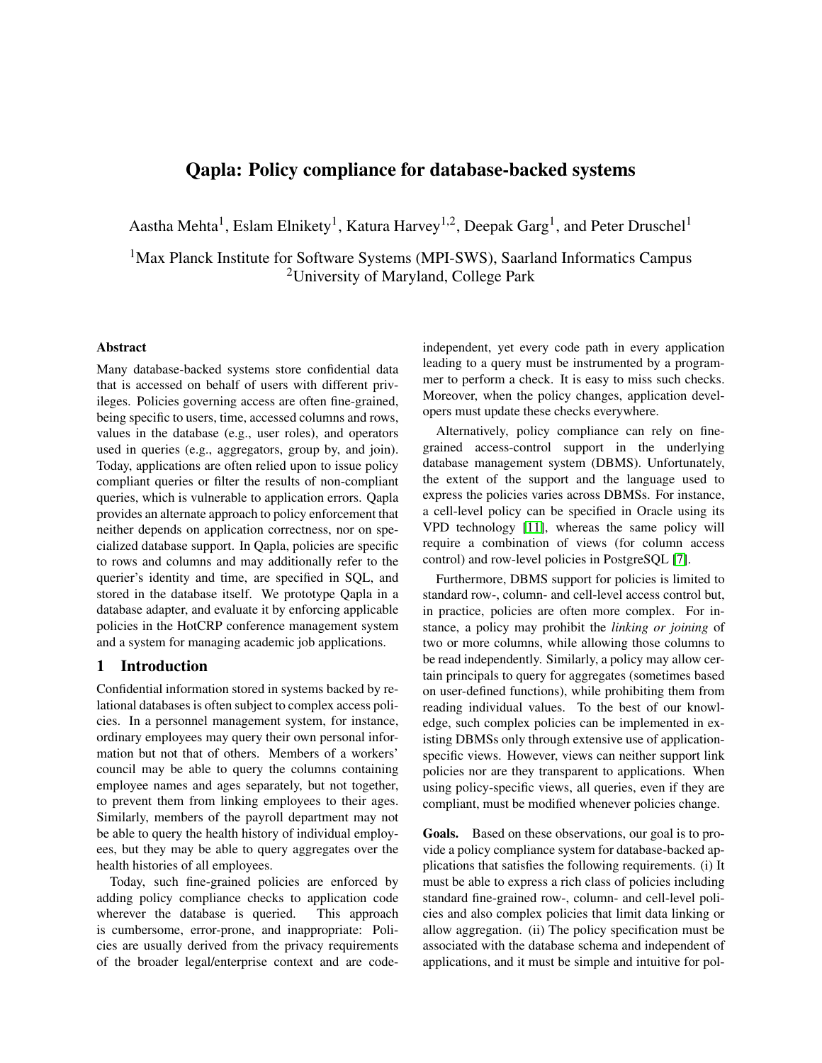# Qapla: Policy compliance for database-backed systems

Aastha Mehta[1], Eslam Elnikety[1], Katura Harvey[1,2], Deepak Garg[1], and Peter Druschel[1]

[1]Max Planck Institute for Software Systems (MPI-SWS), Saarland Informatics Campus
[2]University of Maryland, College Park

## Abstract

Many database-backed systems store confidential data that is accessed on behalf of users with different privileges. Policies governing access are often fine-grained, being specific to users, time, accessed columns and rows, values in the database (e.g., user roles), and operators used in queries (e.g., aggregators, group by, and join). Today, applications are often relied upon to issue policy compliant queries or filter the results of non-compliant queries, which is vulnerable to application errors. Qapla provides an alternate approach to policy enforcement that neither depends on application correctness, nor on specialized database support. In Qapla, policies are specific to rows and columns and may additionally refer to the querier's identity and time, are specified in SQL, and stored in the database itself. We prototype Qapla in a database adapter, and evaluate it by enforcing applicable policies in the HotCRP conference management system and a system for managing academic job applications.

## 1 Introduction

Confidential information stored in systems backed by relational databases is often subject to complex access policies. In a personnel management system, for instance, ordinary employees may query their own personal information but not that of others. Members of a workers' council may be able to query the columns containing employee names and ages separately, but not together, to prevent them from linking employees to their ages. Similarly, members of the payroll department may not be able to query the health history of individual employees, but they may be able to query aggregates over the health histories of all employees.

Today, such fine-grained policies are enforced by adding policy compliance checks to application code wherever the database is queried. This approach is cumbersome, error-prone, and inappropriate: Policies are usually derived from the privacy requirements of the broader legal/enterprise context and are code-independent, yet every code path in every application leading to a query must be instrumented by a programmer to perform a check. It is easy to miss such checks. Moreover, when the policy changes, application developers must update these checks everywhere.

Alternatively, policy compliance can rely on fine-grained access-control support in the underlying database management system (DBMS). Unfortunately, the extent of the support and the language used to express the policies varies across DBMSs. For instance, a cell-level policy can be specified in Oracle using its VPD technology [11], whereas the same policy will require a combination of views (for column access control) and row-level policies in PostgreSQL [7].

Furthermore, DBMS support for policies is limited to standard row-, column- and cell-level access control but, in practice, policies are often more complex. For instance, a policy may prohibit the *linking or joining* of two or more columns, while allowing those columns to be read independently. Similarly, a policy may allow certain principals to query for aggregates (sometimes based on user-defined functions), while prohibiting them from reading individual values. To the best of our knowledge, such complex policies can be implemented in existing DBMSs only through extensive use of application-specific views. However, views can neither support link policies nor are they transparent to applications. When using policy-specific views, all queries, even if they are compliant, must be modified whenever policies change.

**Goals.** Based on these observations, our goal is to provide a policy compliance system for database-backed applications that satisfies the following requirements. (i) It must be able to express a rich class of policies including standard fine-grained row-, column- and cell-level policies and also complex policies that limit data linking or allow aggregation. (ii) The policy specification must be associated with the database schema and independent of applications, and it must be simple and intuitive for pol-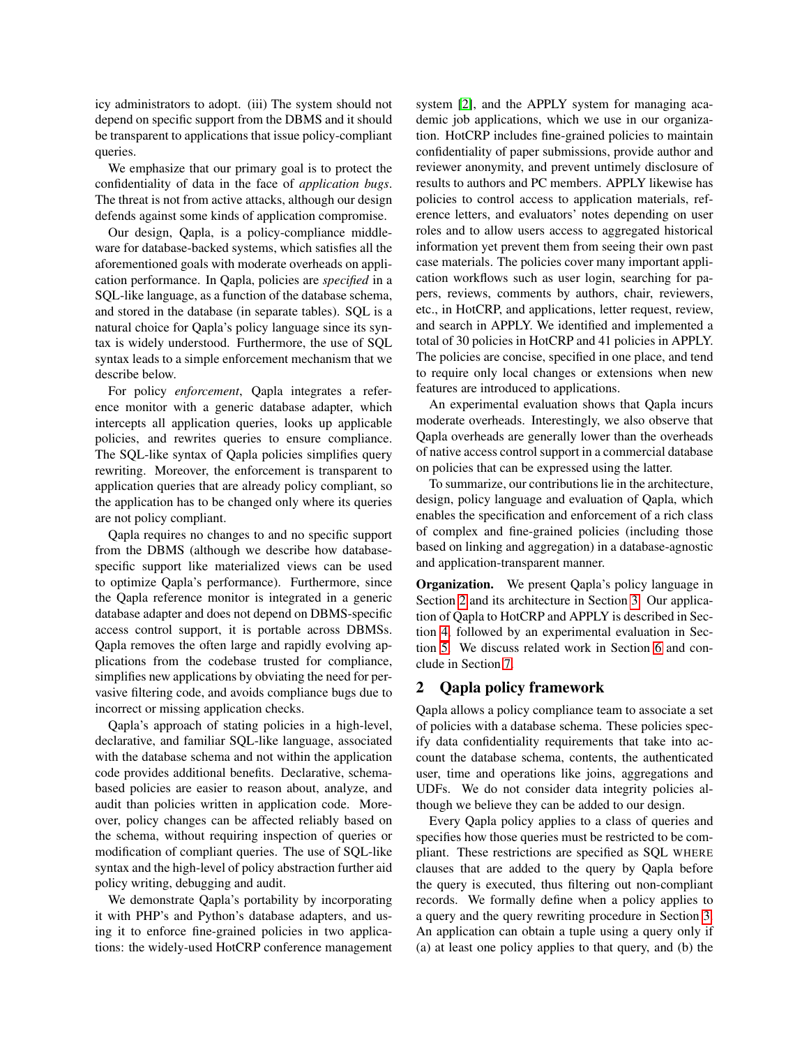icy administrators to adopt. (iii) The system should not depend on specific support from the DBMS and it should be transparent to applications that issue policy-compliant queries.

We emphasize that our primary goal is to protect the confidentiality of data in the face of *application bugs*. The threat is not from active attacks, although our design defends against some kinds of application compromise.

Our design, Qapla, is a policy-compliance middleware for database-backed systems, which satisfies all the aforementioned goals with moderate overheads on application performance. In Qapla, policies are *specified* in a SQL-like language, as a function of the database schema, and stored in the database (in separate tables). SQL is a natural choice for Qapla's policy language since its syntax is widely understood. Furthermore, the use of SQL syntax leads to a simple enforcement mechanism that we describe below.

For policy *enforcement*, Qapla integrates a reference monitor with a generic database adapter, which intercepts all application queries, looks up applicable policies, and rewrites queries to ensure compliance. The SQL-like syntax of Qapla policies simplifies query rewriting. Moreover, the enforcement is transparent to application queries that are already policy compliant, so the application has to be changed only where its queries are not policy compliant.

Qapla requires no changes to and no specific support from the DBMS (although we describe how database-specific support like materialized views can be used to optimize Qapla's performance). Furthermore, since the Qapla reference monitor is integrated in a generic database adapter and does not depend on DBMS-specific access control support, it is portable across DBMSs. Qapla removes the often large and rapidly evolving applications from the codebase trusted for compliance, simplifies new applications by obviating the need for pervasive filtering code, and avoids compliance bugs due to incorrect or missing application checks.

Qapla's approach of stating policies in a high-level, declarative, and familiar SQL-like language, associated with the database schema and not within the application code provides additional benefits. Declarative, schema-based policies are easier to reason about, analyze, and audit than policies written in application code. Moreover, policy changes can be affected reliably based on the schema, without requiring inspection of queries or modification of compliant queries. The use of SQL-like syntax and the high-level of policy abstraction further aid policy writing, debugging and audit.

We demonstrate Qapla's portability by incorporating it with PHP's and Python's database adapters, and using it to enforce fine-grained policies in two applications: the widely-used HotCRP conference management system [2], and the APPLY system for managing academic job applications, which we use in our organization. HotCRP includes fine-grained policies to maintain confidentiality of paper submissions, provide author and reviewer anonymity, and prevent untimely disclosure of results to authors and PC members. APPLY likewise has policies to control access to application materials, reference letters, and evaluators' notes depending on user roles and to allow users access to aggregated historical information yet prevent them from seeing their own past case materials. The policies cover many important application workflows such as user login, searching for papers, reviews, comments by authors, chair, reviewers, etc., in HotCRP, and applications, letter request, review, and search in APPLY. We identified and implemented a total of 30 policies in HotCRP and 41 policies in APPLY. The policies are concise, specified in one place, and tend to require only local changes or extensions when new features are introduced to applications.

An experimental evaluation shows that Qapla incurs moderate overheads. Interestingly, we also observe that Qapla overheads are generally lower than the overheads of native access control support in a commercial database on policies that can be expressed using the latter.

To summarize, our contributions lie in the architecture, design, policy language and evaluation of Qapla, which enables the specification and enforcement of a rich class of complex and fine-grained policies (including those based on linking and aggregation) in a database-agnostic and application-transparent manner.

**Organization.** We present Qapla's policy language in Section 2 and its architecture in Section 3. Our application of Qapla to HotCRP and APPLY is described in Section 4, followed by an experimental evaluation in Section 5. We discuss related work in Section 6 and conclude in Section 7.

## 2 Qapla policy framework

Qapla allows a policy compliance team to associate a set of policies with a database schema. These policies specify data confidentiality requirements that take into account the database schema, contents, the authenticated user, time and operations like joins, aggregations and UDFs. We do not consider data integrity policies although we believe they can be added to our design.

Every Qapla policy applies to a class of queries and specifies how those queries must be restricted to be compliant. These restrictions are specified as SQL WHERE clauses that are added to the query by Qapla before the query is executed, thus filtering out non-compliant records. We formally define when a policy applies to a query and the query rewriting procedure in Section 3. An application can obtain a tuple using a query only if (a) at least one policy applies to that query, and (b) the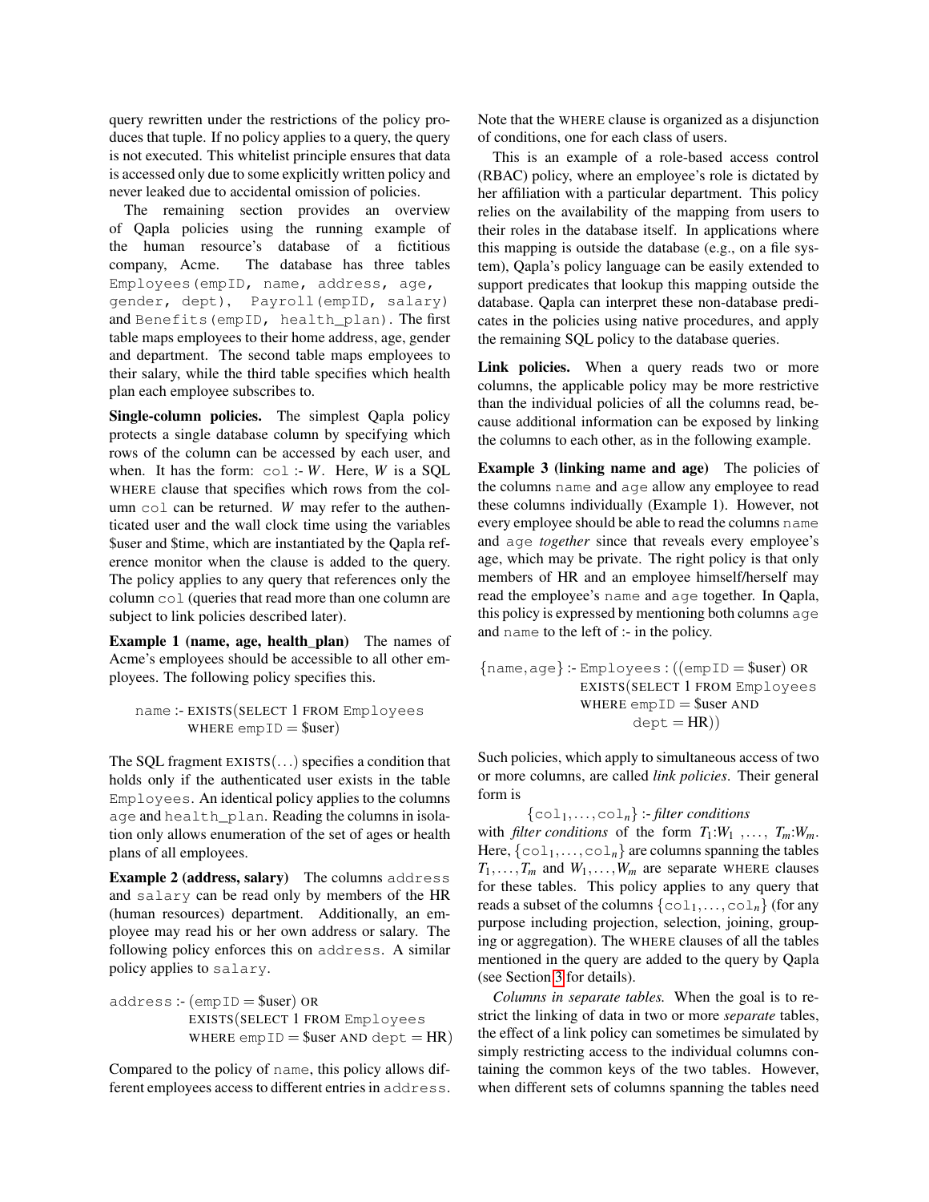query rewritten under the restrictions of the policy produces that tuple. If no policy applies to a query, the query is not executed. This whitelist principle ensures that data is accessed only due to some explicitly written policy and never leaked due to accidental omission of policies.

The remaining section provides an overview of Qapla policies using the running example of the human resource's database of a fictitious company, Acme. The database has three tables `Employees(empID, name, address, age, gender, dept)`, `Payroll(empID, salary)` and `Benefits(empID, health_plan)`. The first table maps employees to their home address, age, gender and department. The second table maps employees to their salary, while the third table specifies which health plan each employee subscribes to.

**Single-column policies.** The simplest Qapla policy protects a single database column by specifying which rows of the column can be accessed by each user, and when. It has the form: `col` :- *W*. Here, *W* is a SQL WHERE clause that specifies which rows from the column `col` can be returned. *W* may refer to the authenticated user and the wall clock time using the variables $user and $time, which are instantiated by the Qapla reference monitor when the clause is added to the query. The policy applies to any query that references only the column `col` (queries that read more than one column are subject to link policies described later).

**Example 1 (name, age, health_plan)** The names of Acme's employees should be accessible to all other employees. The following policy specifies this.

```
name :- EXISTS(SELECT 1 FROM Employees
       WHERE empID = $user)
```

The SQL fragment EXISTS(...) specifies a condition that holds only if the authenticated user exists in the table `Employees`. An identical policy applies to the columns `age` and `health_plan`. Reading the columns in isolation only allows enumeration of the set of ages or health plans of all employees.

**Example 2 (address, salary)** The columns `address` and `salary` can be read only by members of the HR (human resources) department. Additionally, an employee may read his or her own address or salary. The following policy enforces this on `address`. A similar policy applies to `salary`.

```
address :- (empID = $user) OR
           EXISTS(SELECT 1 FROM Employees
           WHERE empID = $user AND dept = HR)
```

Compared to the policy of `name`, this policy allows different employees access to different entries in `address`. Note that the WHERE clause is organized as a disjunction of conditions, one for each class of users.

This is an example of a role-based access control (RBAC) policy, where an employee's role is dictated by her affiliation with a particular department. This policy relies on the availability of the mapping from users to their roles in the database itself. In applications where this mapping is outside the database (e.g., on a file system), Qapla's policy language can be easily extended to support predicates that lookup this mapping outside the database. Qapla can interpret these non-database predicates in the policies using native procedures, and apply the remaining SQL policy to the database queries.

**Link policies.** When a query reads two or more columns, the applicable policy may be more restrictive than the individual policies of all the columns read, because additional information can be exposed by linking the columns to each other, as in the following example.

**Example 3 (linking name and age)** The policies of the columns `name` and `age` allow any employee to read these columns individually (Example 1). However, not every employee should be able to read the columns `name` and `age` *together* since that reveals every employee's age, which may be private. The right policy is that only members of HR and an employee himself/herself may read the employee's `name` and `age` together. In Qapla, this policy is expressed by mentioning both columns `age` and `name` to the left of :- in the policy.

```
{name,age} :- Employees : ((empID = $user) OR
              EXISTS(SELECT 1 FROM Employees
              WHERE empID = $user AND
                    dept = HR))
```

Such policies, which apply to simultaneous access of two or more columns, are called *link policies*. Their general form is

$$\{\texttt{col}_1, \ldots, \texttt{col}_n\} \text{ :- } \textit{filter conditions}$$

with *filter conditions* of the form $T_1$:$W_1$ ,..., $T_m$:$W_m$. Here, $\{\texttt{col}_1, \ldots, \texttt{col}_n\}$ are columns spanning the tables $T_1, \ldots, T_m$ and $W_1, \ldots, W_m$ are separate WHERE clauses for these tables. This policy applies to any query that reads a subset of the columns $\{\texttt{col}_1, \ldots, \texttt{col}_n\}$ (for any purpose including projection, selection, joining, grouping or aggregation). The WHERE clauses of all the tables mentioned in the query are added to the query by Qapla (see Section 3 for details).

*Columns in separate tables.* When the goal is to restrict the linking of data in two or more *separate* tables, the effect of a link policy can sometimes be simulated by simply restricting access to the individual columns containing the common keys of the two tables. However, when different sets of columns spanning the tables need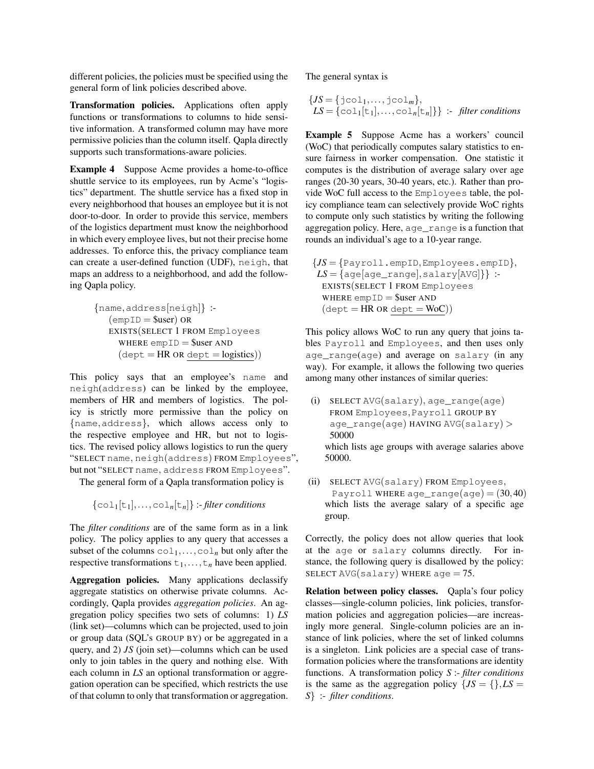different policies, the policies must be specified using the general form of link policies described above.

**Transformation policies.** Applications often apply functions or transformations to columns to hide sensitive information. A transformed column may have more permissive policies than the column itself. Qapla directly supports such transformations-aware policies.

**Example 4** Suppose Acme provides a home-to-office shuttle service to its employees, run by Acme's "logistics" department. The shuttle service has a fixed stop in every neighborhood that houses an employee but it is not door-to-door. In order to provide this service, members of the logistics department must know the neighborhood in which every employee lives, but not their precise home addresses. To enforce this, the privacy compliance team can create a user-defined function (UDF), `neigh`, that maps an address to a neighborhood, and add the following Qapla policy.

$$
\begin{array}{l}
\{\texttt{name}, \texttt{address}[\texttt{neigh}]\} \text{ :-} \\
\quad (\texttt{empID} = \$\text{user}) \text{ OR} \\
\quad \text{EXISTS}(\text{SELECT } 1 \text{ FROM } \texttt{Employees} \\
\quad\quad \text{WHERE } \texttt{empID} = \$\text{user AND} \\
\quad\quad (\texttt{dept} = \text{HR OR } \underline{\texttt{dept} = \text{logistics}}))
\end{array}
$$

This policy says that an employee's `name` and `neigh(address)` can be linked by the employee, members of HR and members of logistics. The policy is strictly more permissive than the policy on {`name`, `address`}, which allows access only to the respective employee and HR, but not to logistics. The revised policy allows logistics to run the query "SELECT `name`, `neigh(address)` FROM `Employees`", but not "SELECT `name`, `address` FROM `Employees`".

The general form of a Qapla transformation policy is

$$\{\texttt{col}_1[\texttt{t}_1], \ldots, \texttt{col}_n[\texttt{t}_n]\} \text{ :- } \textit{filter conditions}$$

The *filter conditions* are of the same form as in a link policy. The policy applies to any query that accesses a subset of the columns $\texttt{col}_1, \ldots, \texttt{col}_n$ but only after the respective transformations $\texttt{t}_1, \ldots, \texttt{t}_n$ have been applied.

**Aggregation policies.** Many applications declassify aggregate statistics on otherwise private columns. Accordingly, Qapla provides *aggregation policies*. An aggregation policy specifies two sets of columns: 1) *LS* (link set)—columns which can be projected, used to join or group data (SQL's GROUP BY) or be aggregated in a query, and 2) *JS* (join set)—columns which can be used only to join tables in the query and nothing else. With each column in *LS* an optional transformation or aggregation operation can be specified, which restricts the use of that column to only that transformation or aggregation. The general syntax is

$$
\begin{array}{l}
\{JS = \{\texttt{jcol}_1, \ldots, \texttt{jcol}_m\}, \\
\; LS = \{\texttt{col}_1[\texttt{t}_1], \ldots, \texttt{col}_n[\texttt{t}_n]\}\} \text{ :- } \textit{filter conditions}
\end{array}
$$

**Example 5** Suppose Acme has a workers' council (WoC) that periodically computes salary statistics to ensure fairness in worker compensation. One statistic it computes is the distribution of average salary over age ranges (20-30 years, 30-40 years, etc.). Rather than provide WoC full access to the `Employees` table, the policy compliance team can selectively provide WoC rights to compute only such statistics by writing the following aggregation policy. Here, `age_range` is a function that rounds an individual's age to a 10-year range.

$$
\begin{array}{l}
\{JS = \{\texttt{Payroll.empID}, \texttt{Employees.empID}\}, \\
\; LS = \{\texttt{age}[\texttt{age\_range}], \texttt{salary}[\texttt{AVG}]\}\} \text{ :-} \\
\quad \text{EXISTS}(\text{SELECT } 1 \text{ FROM } \texttt{Employees} \\
\quad \text{WHERE } \texttt{empID} = \$\text{user AND} \\
\quad (\texttt{dept} = \text{HR OR } \underline{\texttt{dept} = \text{WoC}}))
\end{array}
$$

This policy allows WoC to run any query that joins tables `Payroll` and `Employees`, and then uses only `age_range(age)` and average on `salary` (in any way). For example, it allows the following two queries among many other instances of similar queries:

(i) SELECT `AVG(salary)`, `age_range(age)` FROM `Employees`, `Payroll` GROUP BY `age_range(age)` HAVING `AVG(salary)` > 50000
which lists age groups with average salaries above 50000.

(ii) SELECT `AVG(salary)` FROM `Employees`, `Payroll` WHERE `age_range(age)` = (30,40)
which lists the average salary of a specific age group.

Correctly, the policy does not allow queries that look at the `age` or `salary` columns directly. For instance, the following query is disallowed by the policy: SELECT `AVG(salary)` WHERE `age` = 75.

**Relation between policy classes.** Qapla's four policy classes—single-column policies, link policies, transformation policies and aggregation policies—are increasingly more general. Single-column policies are an instance of link policies, where the set of linked columns is a singleton. Link policies are a special case of transformation policies where the transformations are identity functions. A transformation policy $S$ :- *filter conditions* is the same as the aggregation policy $\{JS = \{\}, LS = S\}$ :- *filter conditions*.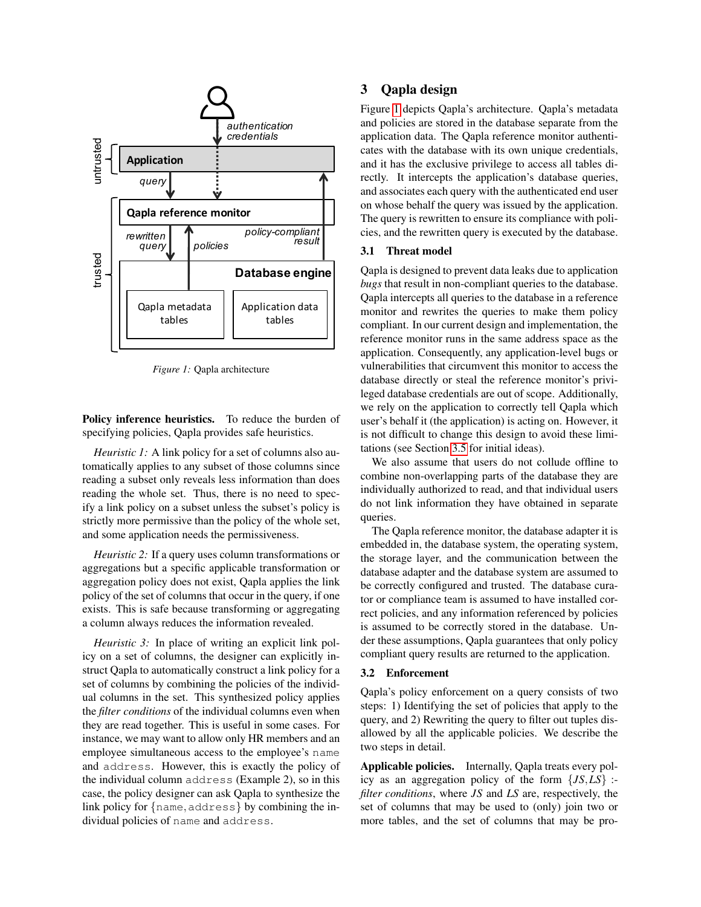Figure 1: Qapla architecture

**Policy inference heuristics.** To reduce the burden of specifying policies, Qapla provides safe heuristics.

*Heuristic 1:* A link policy for a set of columns also automatically applies to any subset of those columns since reading a subset only reveals less information than does reading the whole set. Thus, there is no need to specify a link policy on a subset unless the subset's policy is strictly more permissive than the policy of the whole set, and some application needs the permissiveness.

*Heuristic 2:* If a query uses column transformations or aggregations but a specific applicable transformation or aggregation policy does not exist, Qapla applies the link policy of the set of columns that occur in the query, if one exists. This is safe because transforming or aggregating a column always reduces the information revealed.

*Heuristic 3:* In place of writing an explicit link policy on a set of columns, the designer can explicitly instruct Qapla to automatically construct a link policy for a set of columns by combining the policies of the individual columns in the set. This synthesized policy applies the *filter conditions* of the individual columns even when they are read together. This is useful in some cases. For instance, we may want to allow only HR members and an employee simultaneous access to the employee's `name` and `address`. However, this is exactly the policy of the individual column `address` (Example 2), so in this case, the policy designer can ask Qapla to synthesize the link policy for {`name`, `address`} by combining the individual policies of `name` and `address`.

## 3 Qapla design

Figure 1 depicts Qapla's architecture. Qapla's metadata and policies are stored in the database separate from the application data. The Qapla reference monitor authenticates with the database with its own unique credentials, and it has the exclusive privilege to access all tables directly. It intercepts the application's database queries, and associates each query with the authenticated end user on whose behalf the query was issued by the application. The query is rewritten to ensure its compliance with policies, and the rewritten query is executed by the database.

### 3.1 Threat model

Qapla is designed to prevent data leaks due to application *bugs* that result in non-compliant queries to the database. Qapla intercepts all queries to the database in a reference monitor and rewrites the queries to make them policy compliant. In our current design and implementation, the reference monitor runs in the same address space as the application. Consequently, any application-level bugs or vulnerabilities that circumvent this monitor to access the database directly or steal the reference monitor's privileged database credentials are out of scope. Additionally, we rely on the application to correctly tell Qapla which user's behalf it (the application) is acting on. However, it is not difficult to change this design to avoid these limitations (see Section 3.5 for initial ideas).

We also assume that users do not collude offline to combine non-overlapping parts of the database they are individually authorized to read, and that individual users do not link information they have obtained in separate queries.

The Qapla reference monitor, the database adapter it is embedded in, the database system, the operating system, the storage layer, and the communication between the database adapter and the database system are assumed to be correctly configured and trusted. The database curator or compliance team is assumed to have installed correct policies, and any information referenced by policies is assumed to be correctly stored in the database. Under these assumptions, Qapla guarantees that only policy compliant query results are returned to the application.

### 3.2 Enforcement

Qapla's policy enforcement on a query consists of two steps: 1) Identifying the set of policies that apply to the query, and 2) Rewriting the query to filter out tuples disallowed by all the applicable policies. We describe the two steps in detail.

**Applicable policies.** Internally, Qapla treats every policy as an aggregation policy of the form $\{JS, LS\}$ :- *filter conditions*, where $JS$ and $LS$ are, respectively, the set of columns that may be used to (only) join two or more tables, and the set of columns that may be pro-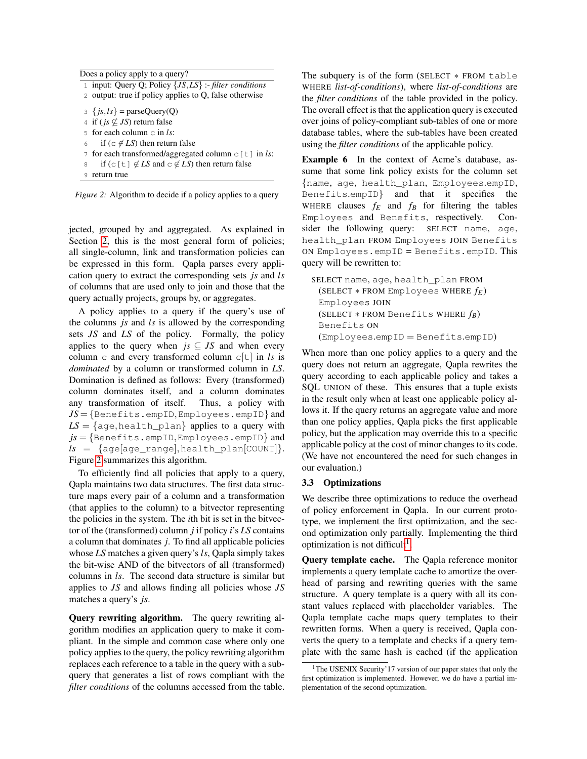```
Does a policy apply to a query?
1  input: Query Q; Policy {JS,LS} :- filter conditions
2  output: true if policy applies to Q, false otherwise

3  {js,ls} = parseQuery(Q)
4  if (js ⊈ JS) return false
5  for each column c in ls:
6      if (c ∉ LS) then return false
7  for each transformed/aggregated column c[t] in ls:
8      if (c[t] ∉ LS and c ∉ LS) then return false
9  return true
```

*Figure 2:* Algorithm to decide if a policy applies to a query

jected, grouped by and aggregated. As explained in Section 2, this is the most general form of policies; all single-column, link and transformation policies can be expressed in this form. Qapla parses every application query to extract the corresponding sets *js* and *ls* of columns that are used only to join and those that the query actually projects, groups by, or aggregates.

A policy applies to a query if the query's use of the columns *js* and *ls* is allowed by the corresponding sets *JS* and *LS* of the policy. Formally, the policy applies to the query when $js \subseteq JS$ and when every column c and every transformed column c[t] in *ls* is *dominated* by a column or transformed column in *LS*. Domination is defined as follows: Every (transformed) column dominates itself, and a column dominates any transformation of itself. Thus, a policy with $JS =$ {Benefits.empID, Employees.empID} and $LS =$ {age, health_plan} applies to a query with $js =$ {Benefits.empID, Employees.empID} and $ls =$ {age[age_range], health_plan[COUNT]}. Figure 2 summarizes this algorithm.

To efficiently find all policies that apply to a query, Qapla maintains two data structures. The first data structure maps every pair of a column and a transformation (that applies to the column) to a bitvector representing the policies in the system. The *i*th bit is set in the bitvector of the (transformed) column *j* if policy *i*'s *LS* contains a column that dominates *j*. To find all applicable policies whose *LS* matches a given query's *ls*, Qapla simply takes the bit-wise AND of the bitvectors of all (transformed) columns in *ls*. The second data structure is similar but applies to *JS* and allows finding all policies whose *JS* matches a query's *js*.

**Query rewriting algorithm.** The query rewriting algorithm modifies an application query to make it compliant. In the simple and common case where only one policy applies to the query, the policy rewriting algorithm replaces each reference to a table in the query with a subquery that generates a list of rows compliant with the *filter conditions* of the columns accessed from the table. The subquery is of the form (SELECT ∗ FROM table WHERE *list-of-conditions*), where *list-of-conditions* are the *filter conditions* of the table provided in the policy. The overall effect is that the application query is executed over joins of policy-compliant sub-tables of one or more database tables, where the sub-tables have been created using the *filter conditions* of the applicable policy.

**Example 6** In the context of Acme's database, assume that some link policy exists for the column set {name, age, health_plan, Employees.empID, Benefits.empID} and that it specifies the WHERE clauses $f_E$ and $f_B$ for filtering the tables Employees and Benefits, respectively. Consider the following query: SELECT name, age, health_plan FROM Employees JOIN Benefits ON Employees.empID = Benefits.empID. This query will be rewritten to:

SELECT name, age, health_plan FROM
  (SELECT ∗ FROM Employees WHERE $f_E$)
  Employees JOIN
  (SELECT ∗ FROM Benefits WHERE $f_B$)
  Benefits ON
  (Employees.empID = Benefits.empID)

When more than one policy applies to a query and the query does not return an aggregate, Qapla rewrites the query according to each applicable policy and takes a SQL UNION of these. This ensures that a tuple exists in the result only when at least one applicable policy allows it. If the query returns an aggregate value and more than one policy applies, Qapla picks the first applicable policy, but the application may override this to a specific applicable policy at the cost of minor changes to its code. (We have not encountered the need for such changes in our evaluation.)

### 3.3 Optimizations

We describe three optimizations to reduce the overhead of policy enforcement in Qapla. In our current prototype, we implement the first optimization, and the second optimization only partially. Implementing the third optimization is not difficult[1].

**Query template cache.** The Qapla reference monitor implements a query template cache to amortize the overhead of parsing and rewriting queries with the same structure. A query template is a query with all its constant values replaced with placeholder variables. The Qapla template cache maps query templates to their rewritten forms. When a query is received, Qapla converts the query to a template and checks if a query template with the same hash is cached (if the application

[1] The USENIX Security'17 version of our paper states that only the first optimization is implemented. However, we do have a partial implementation of the second optimization.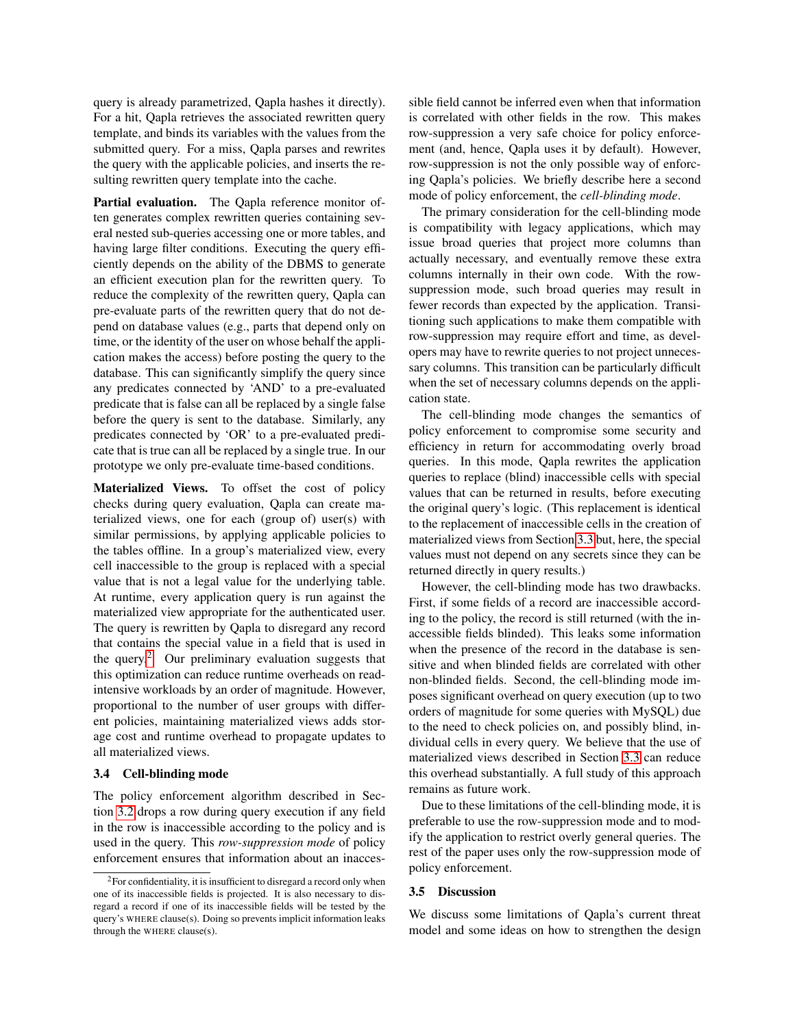query is already parametrized, Qapla hashes it directly). For a hit, Qapla retrieves the associated rewritten query template, and binds its variables with the values from the submitted query. For a miss, Qapla parses and rewrites the query with the applicable policies, and inserts the resulting rewritten query template into the cache.

**Partial evaluation.** The Qapla reference monitor often generates complex rewritten queries containing several nested sub-queries accessing one or more tables, and having large filter conditions. Executing the query efficiently depends on the ability of the DBMS to generate an efficient execution plan for the rewritten query. To reduce the complexity of the rewritten query, Qapla can pre-evaluate parts of the rewritten query that do not depend on database values (e.g., parts that depend only on time, or the identity of the user on whose behalf the application makes the access) before posting the query to the database. This can significantly simplify the query since any predicates connected by 'AND' to a pre-evaluated predicate that is false can all be replaced by a single false before the query is sent to the database. Similarly, any predicates connected by 'OR' to a pre-evaluated predicate that is true can all be replaced by a single true. In our prototype we only pre-evaluate time-based conditions.

**Materialized Views.** To offset the cost of policy checks during query evaluation, Qapla can create materialized views, one for each (group of) user(s) with similar permissions, by applying applicable policies to the tables offline. In a group's materialized view, every cell inaccessible to the group is replaced with a special value that is not a legal value for the underlying table. At runtime, every application query is run against the materialized view appropriate for the authenticated user. The query is rewritten by Qapla to disregard any record that contains the special value in a field that is used in the query.[2] Our preliminary evaluation suggests that this optimization can reduce runtime overheads on read-intensive workloads by an order of magnitude. However, proportional to the number of user groups with different policies, maintaining materialized views adds storage cost and runtime overhead to propagate updates to all materialized views.

### 3.4 Cell-blinding mode

The policy enforcement algorithm described in Section 3.2 drops a row during query execution if any field in the row is inaccessible according to the policy and is used in the query. This *row-suppression mode* of policy enforcement ensures that information about an inaccessible field cannot be inferred even when that information is correlated with other fields in the row. This makes row-suppression a very safe choice for policy enforcement (and, hence, Qapla uses it by default). However, row-suppression is not the only possible way of enforcing Qapla's policies. We briefly describe here a second mode of policy enforcement, the *cell-blinding mode*.

The primary consideration for the cell-blinding mode is compatibility with legacy applications, which may issue broad queries that project more columns than actually necessary, and eventually remove these extra columns internally in their own code. With the row-suppression mode, such broad queries may result in fewer records than expected by the application. Transitioning such applications to make them compatible with row-suppression may require effort and time, as developers may have to rewrite queries to not project unnecessary columns. This transition can be particularly difficult when the set of necessary columns depends on the application state.

The cell-blinding mode changes the semantics of policy enforcement to compromise some security and efficiency in return for accommodating overly broad queries. In this mode, Qapla rewrites the application queries to replace (blind) inaccessible cells with special values that can be returned in results, before executing the original query's logic. (This replacement is identical to the replacement of inaccessible cells in the creation of materialized views from Section 3.3 but, here, the special values must not depend on any secrets since they can be returned directly in query results.)

However, the cell-blinding mode has two drawbacks. First, if some fields of a record are inaccessible according to the policy, the record is still returned (with the inaccessible fields blinded). This leaks some information when the presence of the record in the database is sensitive and when blinded fields are correlated with other non-blinded fields. Second, the cell-blinding mode imposes significant overhead on query execution (up to two orders of magnitude for some queries with MySQL) due to the need to check policies on, and possibly blind, individual cells in every query. We believe that the use of materialized views described in Section 3.3 can reduce this overhead substantially. A full study of this approach remains as future work.

Due to these limitations of the cell-blinding mode, it is preferable to use the row-suppression mode and to modify the application to restrict overly general queries. The rest of the paper uses only the row-suppression mode of policy enforcement.

### 3.5 Discussion

We discuss some limitations of Qapla's current threat model and some ideas on how to strengthen the design

---

[2] For confidentiality, it is insufficient to disregard a record only when one of its inaccessible fields is projected. It is also necessary to disregard a record if one of its inaccessible fields will be tested by the query's WHERE clause(s). Doing so prevents implicit information leaks through the WHERE clause(s).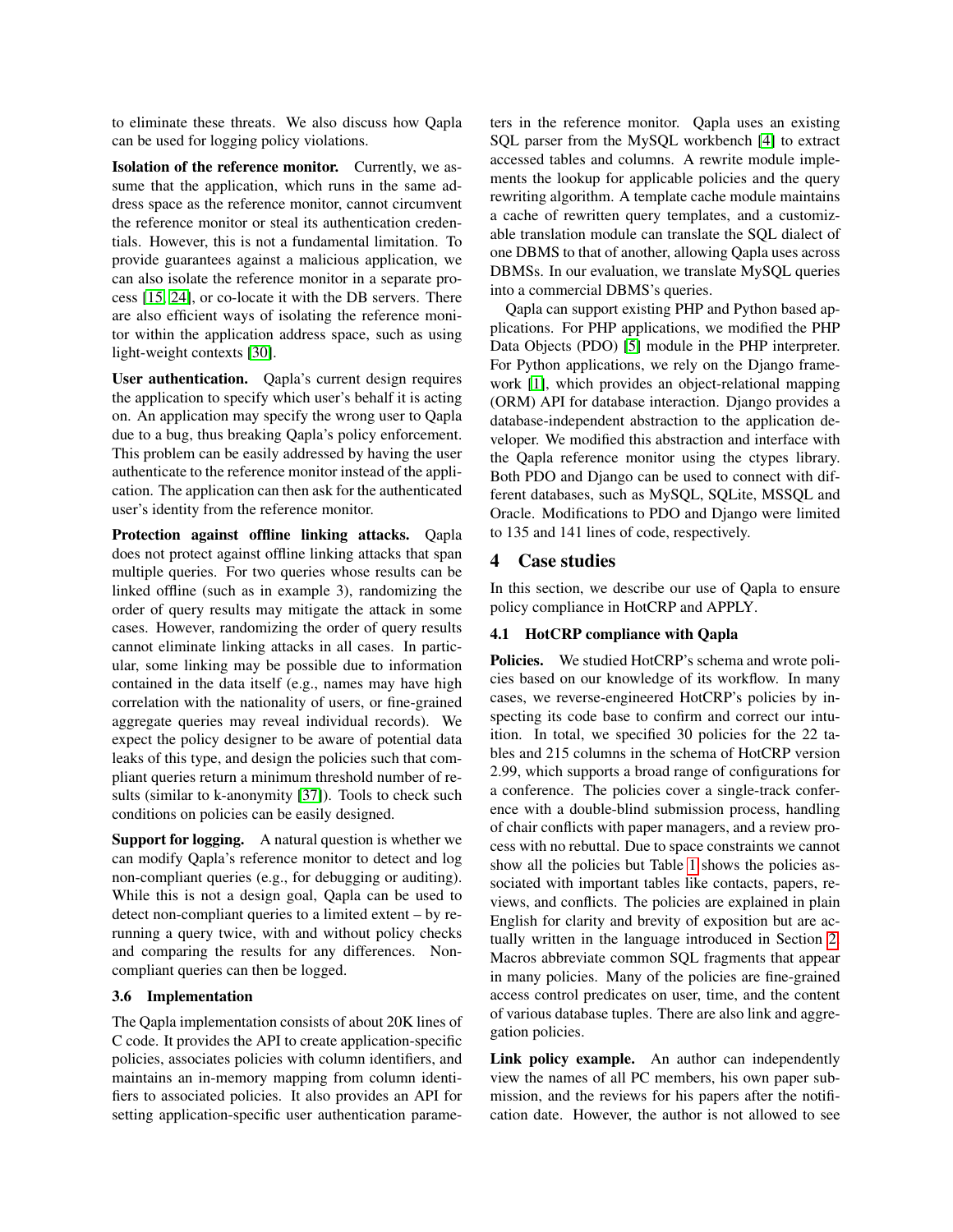to eliminate these threats. We also discuss how Qapla can be used for logging policy violations.

**Isolation of the reference monitor.** Currently, we assume that the application, which runs in the same address space as the reference monitor, cannot circumvent the reference monitor or steal its authentication credentials. However, this is not a fundamental limitation. To provide guarantees against a malicious application, we can also isolate the reference monitor in a separate process [15, 24], or co-locate it with the DB servers. There are also efficient ways of isolating the reference monitor within the application address space, such as using light-weight contexts [30].

**User authentication.** Qapla's current design requires the application to specify which user's behalf it is acting on. An application may specify the wrong user to Qapla due to a bug, thus breaking Qapla's policy enforcement. This problem can be easily addressed by having the user authenticate to the reference monitor instead of the application. The application can then ask for the authenticated user's identity from the reference monitor.

**Protection against offline linking attacks.** Qapla does not protect against offline linking attacks that span multiple queries. For two queries whose results can be linked offline (such as in example 3), randomizing the order of query results may mitigate the attack in some cases. However, randomizing the order of query results cannot eliminate linking attacks in all cases. In particular, some linking may be possible due to information contained in the data itself (e.g., names may have high correlation with the nationality of users, or fine-grained aggregate queries may reveal individual records). We expect the policy designer to be aware of potential data leaks of this type, and design the policies such that compliant queries return a minimum threshold number of results (similar to k-anonymity [37]). Tools to check such conditions on policies can be easily designed.

**Support for logging.** A natural question is whether we can modify Qapla's reference monitor to detect and log non-compliant queries (e.g., for debugging or auditing). While this is not a design goal, Qapla can be used to detect non-compliant queries to a limited extent – by rerunning a query twice, with and without policy checks and comparing the results for any differences. Non-compliant queries can then be logged.

### 3.6 Implementation

The Qapla implementation consists of about 20K lines of C code. It provides the API to create application-specific policies, associates policies with column identifiers, and maintains an in-memory mapping from column identifiers to associated policies. It also provides an API for setting application-specific user authentication parameters in the reference monitor. Qapla uses an existing SQL parser from the MySQL workbench [4] to extract accessed tables and columns. A rewrite module implements the lookup for applicable policies and the query rewriting algorithm. A template cache module maintains a cache of rewritten query templates, and a customizable translation module can translate the SQL dialect of one DBMS to that of another, allowing Qapla uses across DBMSs. In our evaluation, we translate MySQL queries into a commercial DBMS's queries.

Qapla can support existing PHP and Python based applications. For PHP applications, we modified the PHP Data Objects (PDO) [5] module in the PHP interpreter. For Python applications, we rely on the Django framework [1], which provides an object-relational mapping (ORM) API for database interaction. Django provides a database-independent abstraction to the application developer. We modified this abstraction and interface with the Qapla reference monitor using the ctypes library. Both PDO and Django can be used to connect with different databases, such as MySQL, SQLite, MSSQL and Oracle. Modifications to PDO and Django were limited to 135 and 141 lines of code, respectively.

## 4 Case studies

In this section, we describe our use of Qapla to ensure policy compliance in HotCRP and APPLY.

### 4.1 HotCRP compliance with Qapla

**Policies.** We studied HotCRP's schema and wrote policies based on our knowledge of its workflow. In many cases, we reverse-engineered HotCRP's policies by inspecting its code base to confirm and correct our intuition. In total, we specified 30 policies for the 22 tables and 215 columns in the schema of HotCRP version 2.99, which supports a broad range of configurations for a conference. The policies cover a single-track conference with a double-blind submission process, handling of chair conflicts with paper managers, and a review process with no rebuttal. Due to space constraints we cannot show all the policies but Table 1 shows the policies associated with important tables like contacts, papers, reviews, and conflicts. The policies are explained in plain English for clarity and brevity of exposition but are actually written in the language introduced in Section 2. Macros abbreviate common SQL fragments that appear in many policies. Many of the policies are fine-grained access control predicates on user, time, and the content of various database tuples. There are also link and aggregation policies.

**Link policy example.** An author can independently view the names of all PC members, his own paper submission, and the reviews for his papers after the notification date. However, the author is not allowed to see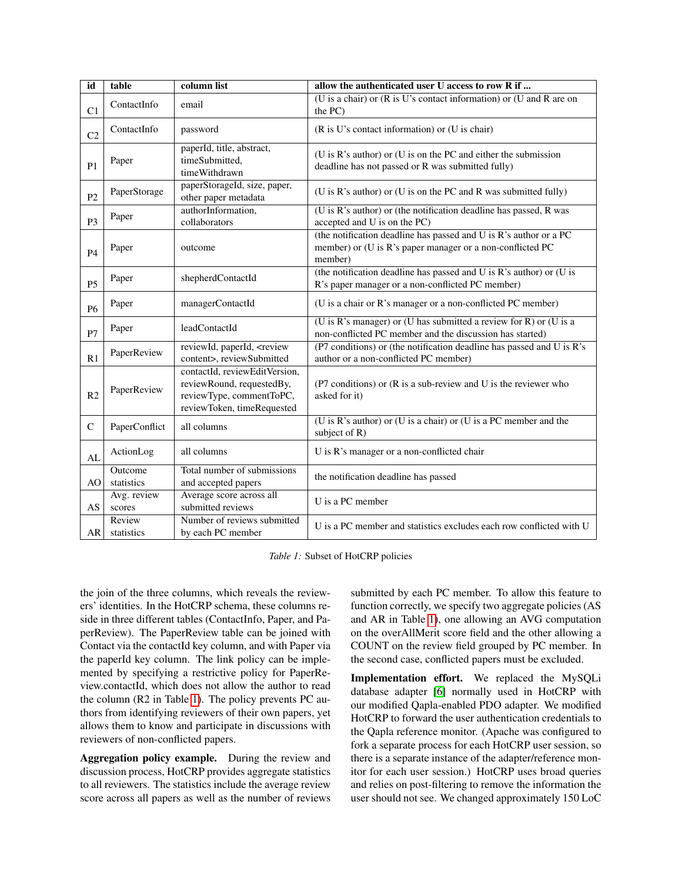| id | table | column list | allow the authenticated user U access to row R if ... |
|---|---|---|---|
| C1 | ContactInfo | email | (U is a chair) or (R is U's contact information) or (U and R are on the PC) |
| C2 | ContactInfo | password | (R is U's contact information) or (U is chair) |
| P1 | Paper | paperId, title, abstract, timeSubmitted, timeWithdrawn | (U is R's author) or (U is on the PC and either the submission deadline has not passed or R was submitted fully) |
| P2 | PaperStorage | paperStorageId, size, paper, other paper metadata | (U is R's author) or (U is on the PC and R was submitted fully) |
| P3 | Paper | authorInformation, collaborators | (U is R's author) or (the notification deadline has passed, R was accepted and U is on the PC) |
| P4 | Paper | outcome | (the notification deadline has passed and U is R's author or a PC member) or (U is R's paper manager or a non-conflicted PC member) |
| P5 | Paper | shepherdContactId | (the notification deadline has passed and U is R's author) or (U is R's paper manager or a non-conflicted PC member) |
| P6 | Paper | managerContactId | (U is a chair or R's manager or a non-conflicted PC member) |
| P7 | Paper | leadContactId | (U is R's manager) or (U has submitted a review for R) or (U is a non-conflicted PC member and the discussion has started) |
| R1 | PaperReview | reviewId, paperId, <review content>, reviewSubmitted | (P7 conditions) or (the notification deadline has passed and U is R's author or a non-conflicted PC member) |
| R2 | PaperReview | contactId, reviewEditVersion, reviewRound, requestedBy, reviewType, commentToPC, reviewToken, timeRequested | (P7 conditions) or (R is a sub-review and U is the reviewer who asked for it) |
| C | PaperConflict | all columns | (U is R's author) or (U is a chair) or (U is a PC member and the subject of R) |
| AL | ActionLog | all columns | U is R's manager or a non-conflicted chair |
| AO | Outcome statistics | Total number of submissions and accepted papers | the notification deadline has passed |
| AS | Avg. review scores | Average score across all submitted reviews | U is a PC member |
| AR | Review statistics | Number of reviews submitted by each PC member | U is a PC member and statistics excludes each row conflicted with U |

*Table 1:* Subset of HotCRP policies

the join of the three columns, which reveals the reviewers' identities. In the HotCRP schema, these columns reside in three different tables (ContactInfo, Paper, and PaperReview). The PaperReview table can be joined with Contact via the contactId key column, and with Paper via the paperId key column. The link policy can be implemented by specifying a restrictive policy for PaperReview.contactId, which does not allow the author to read the column (R2 in Table 1). The policy prevents PC authors from identifying reviewers of their own papers, yet allows them to know and participate in discussions with reviewers of non-conflicted papers.

**Aggregation policy example.** During the review and discussion process, HotCRP provides aggregate statistics to all reviewers. The statistics include the average review score across all papers as well as the number of reviews submitted by each PC member. To allow this feature to function correctly, we specify two aggregate policies (AS and AR in Table 1), one allowing an AVG computation on the overAllMerit score field and the other allowing a COUNT on the review field grouped by PC member. In the second case, conflicted papers must be excluded.

**Implementation effort.** We replaced the MySQLi database adapter [6] normally used in HotCRP with our modified Qapla-enabled PDO adapter. We modified HotCRP to forward the user authentication credentials to the Qapla reference monitor. (Apache was configured to fork a separate process for each HotCRP user session, so there is a separate instance of the adapter/reference monitor for each user session.) HotCRP uses broad queries and relies on post-filtering to remove the information the user should not see. We changed approximately 150 LoC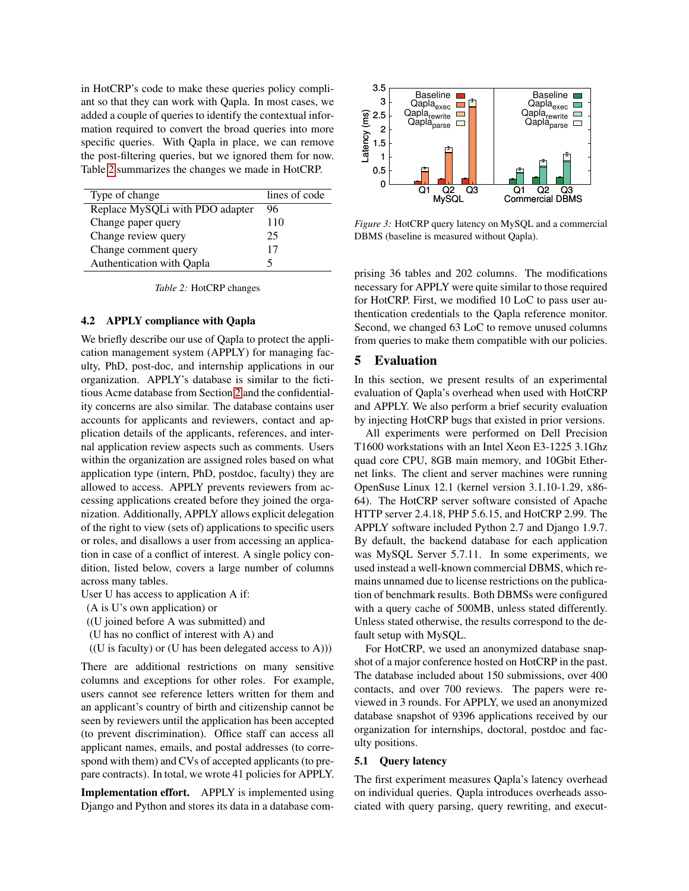in HotCRP's code to make these queries policy compliant so that they can work with Qapla. In most cases, we added a couple of queries to identify the contextual information required to convert the broad queries into more specific queries. With Qapla in place, we can remove the post-filtering queries, but we ignored them for now. Table 2 summarizes the changes we made in HotCRP.

| Type of change | lines of code |
|---|---|
| Replace MySQLi with PDO adapter | 96 |
| Change paper query | 110 |
| Change review query | 25 |
| Change comment query | 17 |
| Authentication with Qapla | 5 |

*Table 2:* HotCRP changes

### 4.2 APPLY compliance with Qapla

We briefly describe our use of Qapla to protect the application management system (APPLY) for managing faculty, PhD, post-doc, and internship applications in our organization. APPLY's database is similar to the fictitious Acme database from Section 2 and the confidentiality concerns are also similar. The database contains user accounts for applicants and reviewers, contact and application details of the applicants, references, and internal application review aspects such as comments. Users within the organization are assigned roles based on what application type (intern, PhD, postdoc, faculty) they are allowed to access. APPLY prevents reviewers from accessing applications created before they joined the organization. Additionally, APPLY allows explicit delegation of the right to view (sets of) applications to specific users or roles, and disallows a user from accessing an application in case of a conflict of interest. A single policy condition, listed below, covers a large number of columns across many tables.

User U has access to application A if:
(A is U's own application) or
((U joined before A was submitted) and
(U has no conflict of interest with A) and
((U is faculty) or (U has been delegated access to A)))

There are additional restrictions on many sensitive columns and exceptions for other roles. For example, users cannot see reference letters written for them and an applicant's country of birth and citizenship cannot be seen by reviewers until the application has been accepted (to prevent discrimination). Office staff can access all applicant names, emails, and postal addresses (to correspond with them) and CVs of accepted applicants (to prepare contracts). In total, we wrote 41 policies for APPLY.

**Implementation effort.** APPLY is implemented using Django and Python and stores its data in a database comprising 36 tables and 202 columns. The modifications necessary for APPLY were quite similar to those required for HotCRP. First, we modified 10 LoC to pass user authentication credentials to the Qapla reference monitor. Second, we changed 63 LoC to remove unused columns from queries to make them compatible with our policies.

*Figure 3:* HotCRP query latency on MySQL and a commercial DBMS (baseline is measured without Qapla).

## 5 Evaluation

In this section, we present results of an experimental evaluation of Qapla's overhead when used with HotCRP and APPLY. We also perform a brief security evaluation by injecting HotCRP bugs that existed in prior versions.

All experiments were performed on Dell Precision T1600 workstations with an Intel Xeon E3-1225 3.1Ghz quad core CPU, 8GB main memory, and 10Gbit Ethernet links. The client and server machines were running OpenSuse Linux 12.1 (kernel version 3.1.10-1.29, x86-64). The HotCRP server software consisted of Apache HTTP server 2.4.18, PHP 5.6.15, and HotCRP 2.99. The APPLY software included Python 2.7 and Django 1.9.7. By default, the backend database for each application was MySQL Server 5.7.11. In some experiments, we used instead a well-known commercial DBMS, which remains unnamed due to license restrictions on the publication of benchmark results. Both DBMSs were configured with a query cache of 500MB, unless stated differently. Unless stated otherwise, the results correspond to the default setup with MySQL.

For HotCRP, we used an anonymized database snapshot of a major conference hosted on HotCRP in the past. The database included about 150 submissions, over 400 contacts, and over 700 reviews. The papers were reviewed in 3 rounds. For APPLY, we used an anonymized database snapshot of 9396 applications received by our organization for internships, doctoral, postdoc and faculty positions.

### 5.1 Query latency

The first experiment measures Qapla's latency overhead on individual queries. Qapla introduces overheads associated with query parsing, query rewriting, and execut-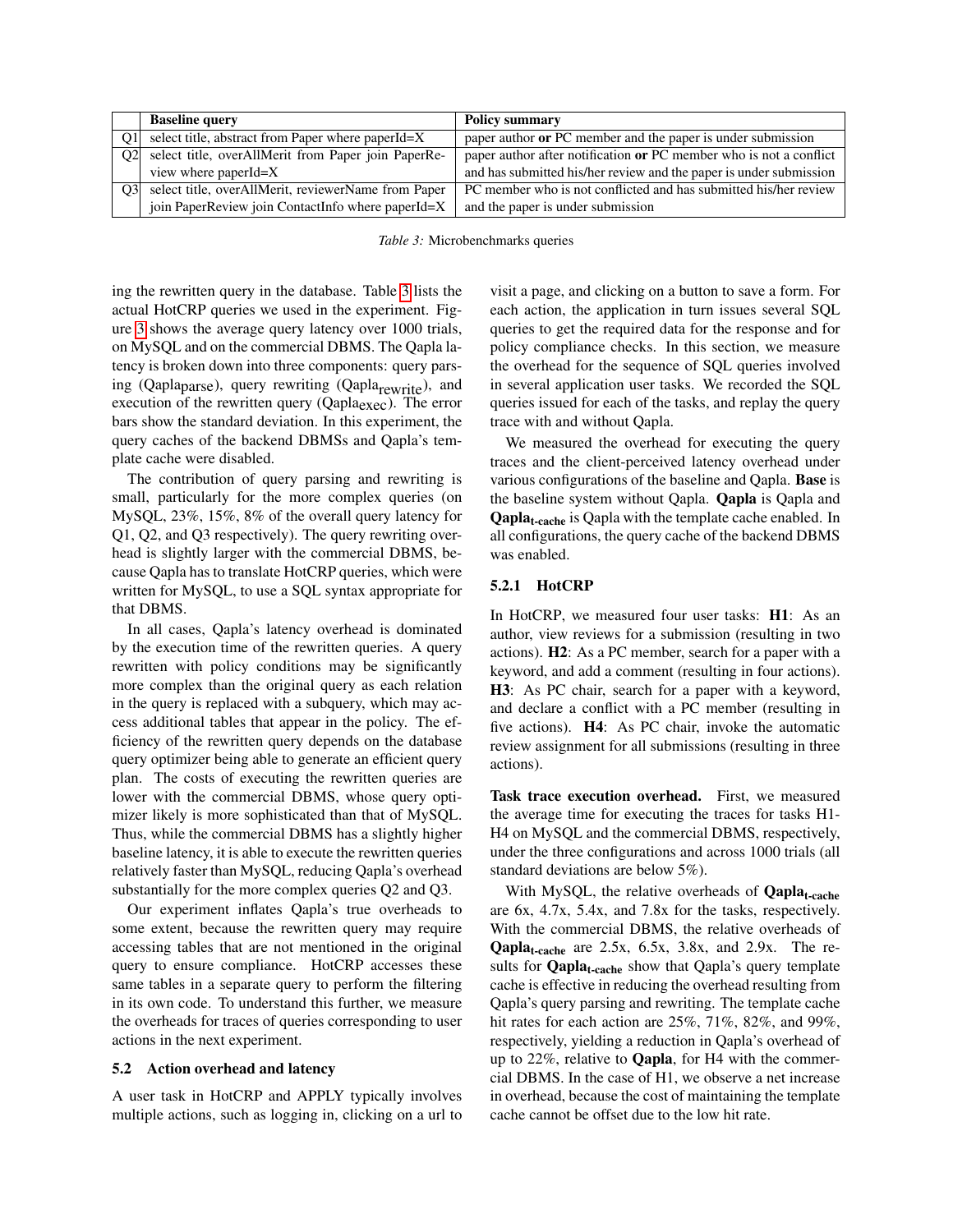|  | Baseline query | Policy summary |
|---|---|---|
| Q1 | select title, abstract from Paper where paperId=X | paper author **or** PC member and the paper is under submission |
| Q2 | select title, overAllMerit from Paper join PaperReview where paperId=X | paper author after notification **or** PC member who is not a conflict and has submitted his/her review and the paper is under submission |
| Q3 | select title, overAllMerit, reviewerName from Paper join PaperReview join ContactInfo where paperId=X | PC member who is not conflicted and has submitted his/her review and the paper is under submission |

*Table 3:* Microbenchmarks queries

ing the rewritten query in the database. Table 3 lists the actual HotCRP queries we used in the experiment. Figure 3 shows the average query latency over 1000 trials, on MySQL and on the commercial DBMS. The Qapla latency is broken down into three components: query parsing ($\text{Qapla}_{\text{parse}}$), query rewriting ($\text{Qapla}_{\text{rewrite}}$), and execution of the rewritten query ($\text{Qapla}_{\text{exec}}$). The error bars show the standard deviation. In this experiment, the query caches of the backend DBMSs and Qapla's template cache were disabled.

The contribution of query parsing and rewriting is small, particularly for the more complex queries (on MySQL, 23%, 15%, 8% of the overall query latency for Q1, Q2, and Q3 respectively). The query rewriting overhead is slightly larger with the commercial DBMS, because Qapla has to translate HotCRP queries, which were written for MySQL, to use a SQL syntax appropriate for that DBMS.

In all cases, Qapla's latency overhead is dominated by the execution time of the rewritten queries. A query rewritten with policy conditions may be significantly more complex than the original query as each relation in the query is replaced with a subquery, which may access additional tables that appear in the policy. The efficiency of the rewritten query depends on the database query optimizer being able to generate an efficient query plan. The costs of executing the rewritten queries are lower with the commercial DBMS, whose query optimizer likely is more sophisticated than that of MySQL. Thus, while the commercial DBMS has a slightly higher baseline latency, it is able to execute the rewritten queries relatively faster than MySQL, reducing Qapla's overhead substantially for the more complex queries Q2 and Q3.

Our experiment inflates Qapla's true overheads to some extent, because the rewritten query may require accessing tables that are not mentioned in the original query to ensure compliance. HotCRP accesses these same tables in a separate query to perform the filtering in its own code. To understand this further, we measure the overheads for traces of queries corresponding to user actions in the next experiment.

### 5.2 Action overhead and latency

A user task in HotCRP and APPLY typically involves multiple actions, such as logging in, clicking on a url to visit a page, and clicking on a button to save a form. For each action, the application in turn issues several SQL queries to get the required data for the response and for policy compliance checks. In this section, we measure the overhead for the sequence of SQL queries involved in several application user tasks. We recorded the SQL queries issued for each of the tasks, and replay the query trace with and without Qapla.

We measured the overhead for executing the query traces and the client-perceived latency overhead under various configurations of the baseline and Qapla. **Base** is the baseline system without Qapla. **Qapla** is Qapla and $\textbf{Qapla}_{\textbf{t-cache}}$ is Qapla with the template cache enabled. In all configurations, the query cache of the backend DBMS was enabled.

#### 5.2.1 HotCRP

In HotCRP, we measured four user tasks: **H1**: As an author, view reviews for a submission (resulting in two actions). **H2**: As a PC member, search for a paper with a keyword, and add a comment (resulting in four actions). **H3**: As PC chair, search for a paper with a keyword, and declare a conflict with a PC member (resulting in five actions). **H4**: As PC chair, invoke the automatic review assignment for all submissions (resulting in three actions).

**Task trace execution overhead.** First, we measured the average time for executing the traces for tasks H1-H4 on MySQL and the commercial DBMS, respectively, under the three configurations and across 1000 trials (all standard deviations are below 5%).

With MySQL, the relative overheads of $\textbf{Qapla}_{\textbf{t-cache}}$ are 6x, 4.7x, 5.4x, and 7.8x for the tasks, respectively. With the commercial DBMS, the relative overheads of $\textbf{Qapla}_{\textbf{t-cache}}$ are 2.5x, 6.5x, 3.8x, and 2.9x. The results for $\textbf{Qapla}_{\textbf{t-cache}}$ show that Qapla's query template cache is effective in reducing the overhead resulting from Qapla's query parsing and rewriting. The template cache hit rates for each action are 25%, 71%, 82%, and 99%, respectively, yielding a reduction in Qapla's overhead of up to 22%, relative to **Qapla**, for H4 with the commercial DBMS. In the case of H1, we observe a net increase in overhead, because the cost of maintaining the template cache cannot be offset due to the low hit rate.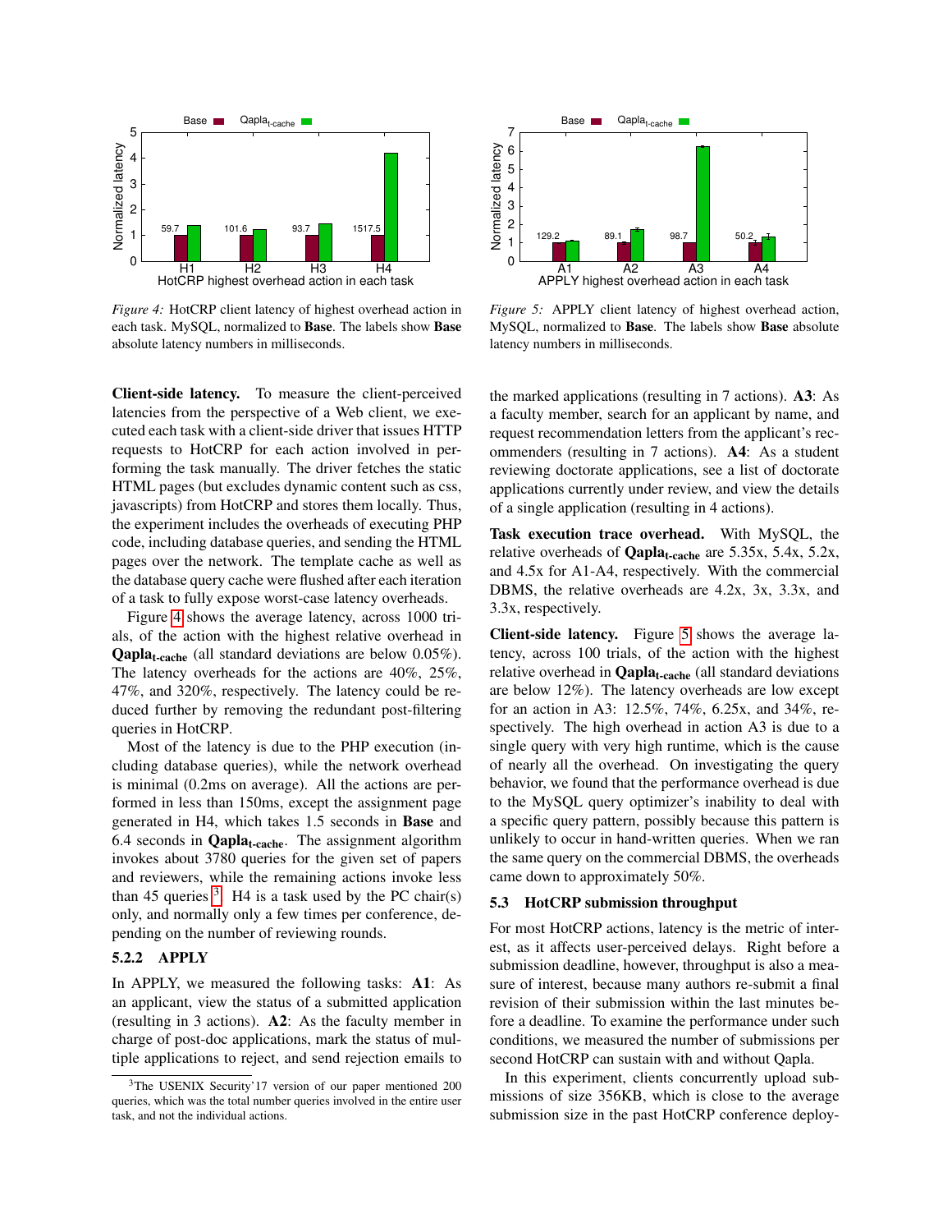*Figure 4:* HotCRP client latency of highest overhead action in each task. MySQL, normalized to **Base**. The labels show **Base** absolute latency numbers in milliseconds.

*Figure 5:* APPLY client latency of highest overhead action, MySQL, normalized to **Base**. The labels show **Base** absolute latency numbers in milliseconds.

**Client-side latency.** To measure the client-perceived latencies from the perspective of a Web client, we executed each task with a client-side driver that issues HTTP requests to HotCRP for each action involved in performing the task manually. The driver fetches the static HTML pages (but excludes dynamic content such as css, javascripts) from HotCRP and stores them locally. Thus, the experiment includes the overheads of executing PHP code, including database queries, and sending the HTML pages over the network. The template cache as well as the database query cache were flushed after each iteration of a task to fully expose worst-case latency overheads.

Figure 4 shows the average latency, across 1000 trials, of the action with the highest relative overhead in **Qapla$_{\textbf{t-cache}}$** (all standard deviations are below 0.05%). The latency overheads for the actions are 40%, 25%, 47%, and 320%, respectively. The latency could be reduced further by removing the redundant post-filtering queries in HotCRP.

Most of the latency is due to the PHP execution (including database queries), while the network overhead is minimal (0.2ms on average). All the actions are performed in less than 150ms, except the assignment page generated in H4, which takes 1.5 seconds in **Base** and 6.4 seconds in **Qapla$_{\textbf{t-cache}}$**. The assignment algorithm invokes about 3780 queries for the given set of papers and reviewers, while the remaining actions invoke less than 45 queries [3]. H4 is a task used by the PC chair(s) only, and normally only a few times per conference, depending on the number of reviewing rounds.

### 5.2.2 APPLY

In APPLY, we measured the following tasks: **A1**: As an applicant, view the status of a submitted application (resulting in 3 actions). **A2**: As the faculty member in charge of post-doc applications, mark the status of multiple applications to reject, and send rejection emails to the marked applications (resulting in 7 actions). **A3**: As a faculty member, search for an applicant by name, and request recommendation letters from the applicant's recommenders (resulting in 7 actions). **A4**: As a student reviewing doctorate applications, see a list of doctorate applications currently under review, and view the details of a single application (resulting in 4 actions).

**Task execution trace overhead.** With MySQL, the relative overheads of **Qapla$_{\textbf{t-cache}}$** are 5.35x, 5.4x, 5.2x, and 4.5x for A1-A4, respectively. With the commercial DBMS, the relative overheads are 4.2x, 3x, 3.3x, and 3.3x, respectively.

**Client-side latency.** Figure 5 shows the average latency, across 100 trials, of the action with the highest relative overhead in **Qapla$_{\textbf{t-cache}}$** (all standard deviations are below 12%). The latency overheads are low except for an action in A3: 12.5%, 74%, 6.25x, and 34%, respectively. The high overhead in action A3 is due to a single query with very high runtime, which is the cause of nearly all the overhead. On investigating the query behavior, we found that the performance overhead is due to the MySQL query optimizer's inability to deal with a specific query pattern, possibly because this pattern is unlikely to occur in hand-written queries. When we ran the same query on the commercial DBMS, the overheads came down to approximately 50%.

### 5.3 HotCRP submission throughput

For most HotCRP actions, latency is the metric of interest, as it affects user-perceived delays. Right before a submission deadline, however, throughput is also a measure of interest, because many authors re-submit a final revision of their submission within the last minutes before a deadline. To examine the performance under such conditions, we measured the number of submissions per second HotCRP can sustain with and without Qapla.

In this experiment, clients concurrently upload submissions of size 356KB, which is close to the average submission size in the past HotCRP conference deploy-

[3] The USENIX Security'17 version of our paper mentioned 200 queries, which was the total number queries involved in the entire user task, and not the individual actions.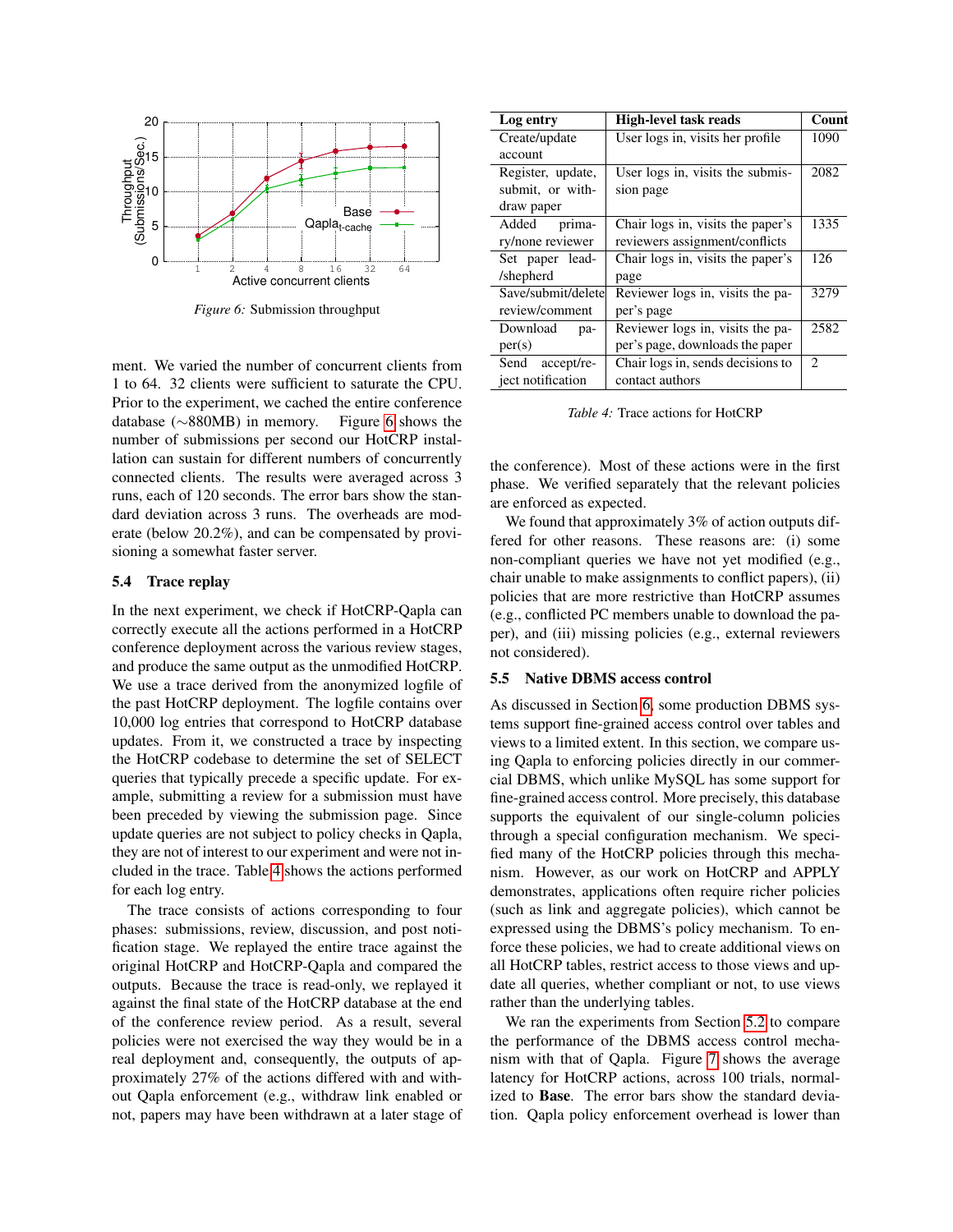*Figure 6:* Submission throughput

ment. We varied the number of concurrent clients from 1 to 64. 32 clients were sufficient to saturate the CPU. Prior to the experiment, we cached the entire conference database (∼880MB) in memory. Figure 6 shows the number of submissions per second our HotCRP installation can sustain for different numbers of concurrently connected clients. The results were averaged across 3 runs, each of 120 seconds. The error bars show the standard deviation across 3 runs. The overheads are moderate (below 20.2%), and can be compensated by provisioning a somewhat faster server.

### 5.4 Trace replay

In the next experiment, we check if HotCRP-Qapla can correctly execute all the actions performed in a HotCRP conference deployment across the various review stages, and produce the same output as the unmodified HotCRP. We use a trace derived from the anonymized logfile of the past HotCRP deployment. The logfile contains over 10,000 log entries that correspond to HotCRP database updates. From it, we constructed a trace by inspecting the HotCRP codebase to determine the set of SELECT queries that typically precede a specific update. For example, submitting a review for a submission must have been preceded by viewing the submission page. Since update queries are not subject to policy checks in Qapla, they are not of interest to our experiment and were not included in the trace. Table 4 shows the actions performed for each log entry.

The trace consists of actions corresponding to four phases: submissions, review, discussion, and post notification stage. We replayed the entire trace against the original HotCRP and HotCRP-Qapla and compared the outputs. Because the trace is read-only, we replayed it against the final state of the HotCRP database at the end of the conference review period. As a result, several policies were not exercised the way they would be in a real deployment and, consequently, the outputs of approximately 27% of the actions differed with and without Qapla enforcement (e.g., withdraw link enabled or not, papers may have been withdrawn at a later stage of the conference). Most of these actions were in the first phase. We verified separately that the relevant policies are enforced as expected.

| Log entry | High-level task reads | Count |
|---|---|---|
| Create/update account | User logs in, visits her profile | 1090 |
| Register, update, submit, or withdraw paper | User logs in, visits the submission page | 2082 |
| Added primary/none reviewer | Chair logs in, visits the paper's reviewers assignment/conflicts | 1335 |
| Set paper lead-/shepherd | Chair logs in, visits the paper's page | 126 |
| Save/submit/delete review/comment | Reviewer logs in, visits the paper's page | 3279 |
| Download paper(s) | Reviewer logs in, visits the paper's page, downloads the paper | 2582 |
| Send accept/reject notification | Chair logs in, sends decisions to contact authors | 2 |

*Table 4:* Trace actions for HotCRP

We found that approximately 3% of action outputs differed for other reasons. These reasons are: (i) some non-compliant queries we have not yet modified (e.g., chair unable to make assignments to conflict papers), (ii) policies that are more restrictive than HotCRP assumes (e.g., conflicted PC members unable to download the paper), and (iii) missing policies (e.g., external reviewers not considered).

### 5.5 Native DBMS access control

As discussed in Section 6, some production DBMS systems support fine-grained access control over tables and views to a limited extent. In this section, we compare using Qapla to enforcing policies directly in our commercial DBMS, which unlike MySQL has some support for fine-grained access control. More precisely, this database supports the equivalent of our single-column policies through a special configuration mechanism. We specified many of the HotCRP policies through this mechanism. However, as our work on HotCRP and APPLY demonstrates, applications often require richer policies (such as link and aggregate policies), which cannot be expressed using the DBMS's policy mechanism. To enforce these policies, we had to create additional views on all HotCRP tables, restrict access to those views and update all queries, whether compliant or not, to use views rather than the underlying tables.

We ran the experiments from Section 5.2 to compare the performance of the DBMS access control mechanism with that of Qapla. Figure 7 shows the average latency for HotCRP actions, across 100 trials, normalized to **Base**. The error bars show the standard deviation. Qapla policy enforcement overhead is lower than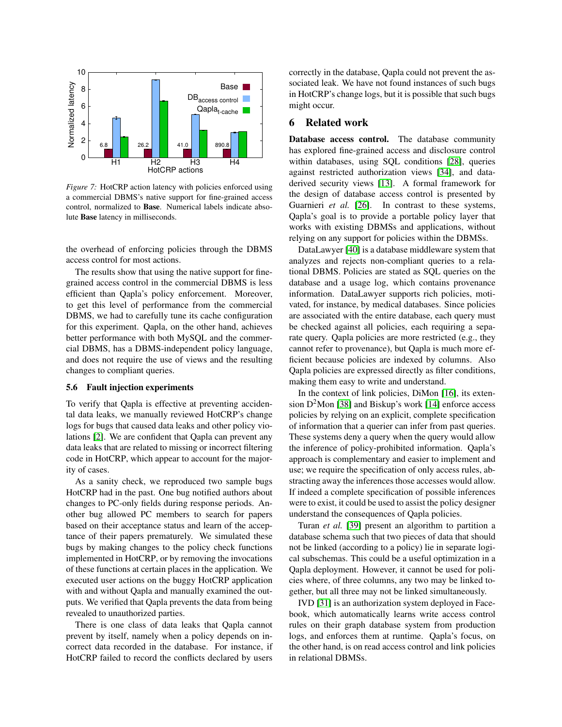*Figure 7:* HotCRP action latency with policies enforced using a commercial DBMS's native support for fine-grained access control, normalized to **Base**. Numerical labels indicate absolute **Base** latency in milliseconds.

the overhead of enforcing policies through the DBMS access control for most actions.

The results show that using the native support for fine-grained access control in the commercial DBMS is less efficient than Qapla's policy enforcement. Moreover, to get this level of performance from the commercial DBMS, we had to carefully tune its cache configuration for this experiment. Qapla, on the other hand, achieves better performance with both MySQL and the commercial DBMS, has a DBMS-independent policy language, and does not require the use of views and the resulting changes to compliant queries.

### 5.6 Fault injection experiments

To verify that Qapla is effective at preventing accidental data leaks, we manually reviewed HotCRP's change logs for bugs that caused data leaks and other policy violations [2]. We are confident that Qapla can prevent any data leaks that are related to missing or incorrect filtering code in HotCRP, which appear to account for the majority of cases.

As a sanity check, we reproduced two sample bugs HotCRP had in the past. One bug notified authors about changes to PC-only fields during response periods. Another bug allowed PC members to search for papers based on their acceptance status and learn of the acceptance of their papers prematurely. We simulated these bugs by making changes to the policy check functions implemented in HotCRP, or by removing the invocations of these functions at certain places in the application. We executed user actions on the buggy HotCRP application with and without Qapla and manually examined the outputs. We verified that Qapla prevents the data from being revealed to unauthorized parties.

There is one class of data leaks that Qapla cannot prevent by itself, namely when a policy depends on incorrect data recorded in the database. For instance, if HotCRP failed to record the conflicts declared by users correctly in the database, Qapla could not prevent the associated leak. We have not found instances of such bugs in HotCRP's change logs, but it is possible that such bugs might occur.

## 6 Related work

**Database access control.** The database community has explored fine-grained access and disclosure control within databases, using SQL conditions [28], queries against restricted authorization views [34], and data-derived security views [13]. A formal framework for the design of database access control is presented by Guarnieri *et al.* [26]. In contrast to these systems, Qapla's goal is to provide a portable policy layer that works with existing DBMSs and applications, without relying on any support for policies within the DBMSs.

DataLawyer [40] is a database middleware system that analyzes and rejects non-compliant queries to a relational DBMS. Policies are stated as SQL queries on the database and a usage log, which contains provenance information. DataLawyer supports rich policies, motivated, for instance, by medical databases. Since policies are associated with the entire database, each query must be checked against all policies, each requiring a separate query. Qapla policies are more restricted (e.g., they cannot refer to provenance), but Qapla is much more efficient because policies are indexed by columns. Also Qapla policies are expressed directly as filter conditions, making them easy to write and understand.

In the context of link policies, DiMon [16], its extension $D^2$Mon [38] and Biskup's work [14] enforce access policies by relying on an explicit, complete specification of information that a querier can infer from past queries. These systems deny a query when the query would allow the inference of policy-prohibited information. Qapla's approach is complementary and easier to implement and use; we require the specification of only access rules, abstracting away the inferences those accesses would allow. If indeed a complete specification of possible inferences were to exist, it could be used to assist the policy designer understand the consequences of Qapla policies.

Turan *et al.* [39] present an algorithm to partition a database schema such that two pieces of data that should not be linked (according to a policy) lie in separate logical subschemas. This could be a useful optimization in a Qapla deployment. However, it cannot be used for policies where, of three columns, any two may be linked together, but all three may not be linked simultaneously.

IVD [31] is an authorization system deployed in Facebook, which automatically learns write access control rules on their graph database system from production logs, and enforces them at runtime. Qapla's focus, on the other hand, is on read access control and link policies in relational DBMSs.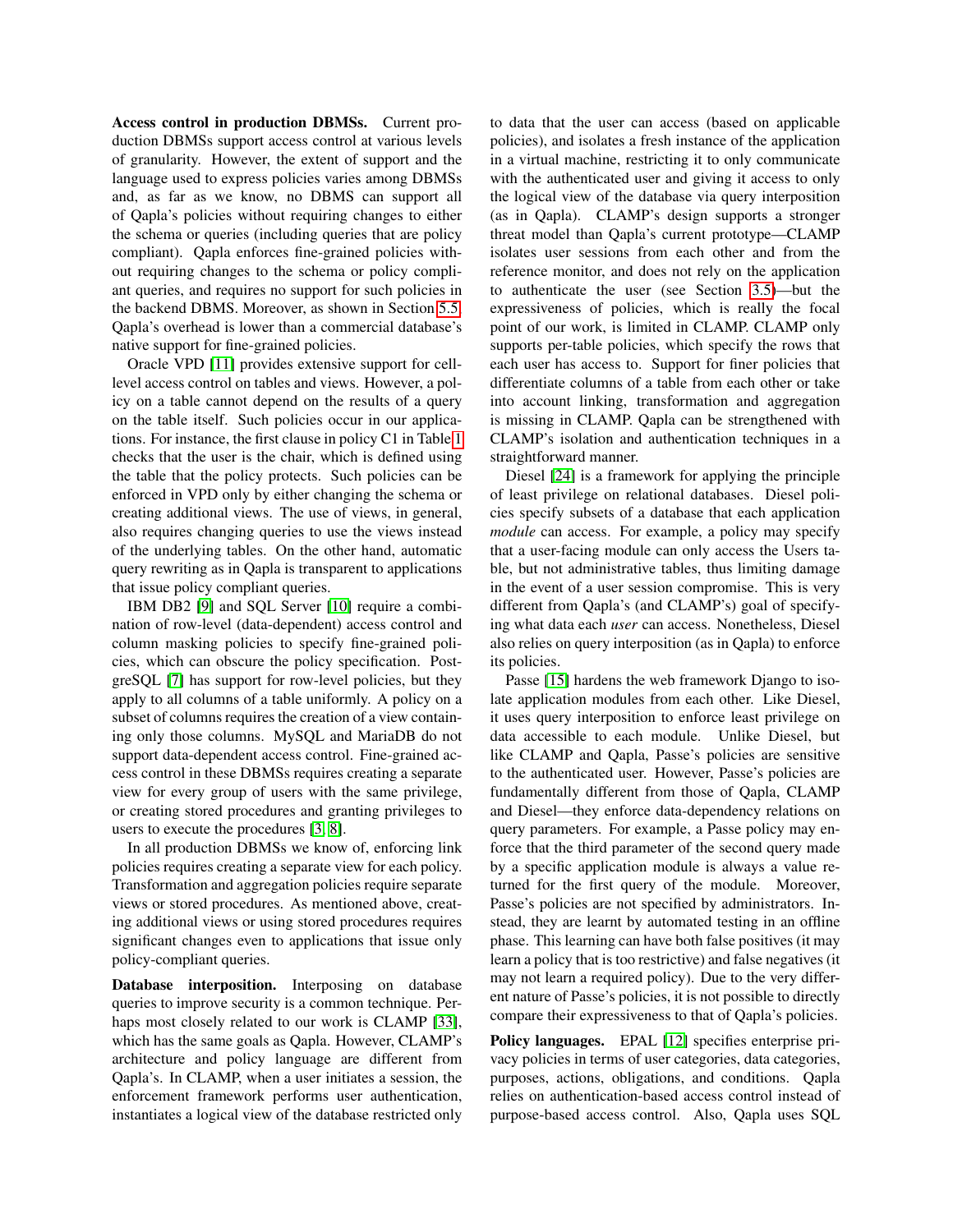**Access control in production DBMSs.** Current production DBMSs support access control at various levels of granularity. However, the extent of support and the language used to express policies varies among DBMSs and, as far as we know, no DBMS can support all of Qapla's policies without requiring changes to either the schema or queries (including queries that are policy compliant). Qapla enforces fine-grained policies without requiring changes to the schema or policy compliant queries, and requires no support for such policies in the backend DBMS. Moreover, as shown in Section 5.5, Qapla's overhead is lower than a commercial database's native support for fine-grained policies.

Oracle VPD [11] provides extensive support for cell-level access control on tables and views. However, a policy on a table cannot depend on the results of a query on the table itself. Such policies occur in our applications. For instance, the first clause in policy C1 in Table 1 checks that the user is the chair, which is defined using the table that the policy protects. Such policies can be enforced in VPD only by either changing the schema or creating additional views. The use of views, in general, also requires changing queries to use the views instead of the underlying tables. On the other hand, automatic query rewriting as in Qapla is transparent to applications that issue policy compliant queries.

IBM DB2 [9] and SQL Server [10] require a combination of row-level (data-dependent) access control and column masking policies to specify fine-grained policies, which can obscure the policy specification. PostgreSQL [7] has support for row-level policies, but they apply to all columns of a table uniformly. A policy on a subset of columns requires the creation of a view containing only those columns. MySQL and MariaDB do not support data-dependent access control. Fine-grained access control in these DBMSs requires creating a separate view for every group of users with the same privilege, or creating stored procedures and granting privileges to users to execute the procedures [3, 8].

In all production DBMSs we know of, enforcing link policies requires creating a separate view for each policy. Transformation and aggregation policies require separate views or stored procedures. As mentioned above, creating additional views or using stored procedures requires significant changes even to applications that issue only policy-compliant queries.

**Database interposition.** Interposing on database queries to improve security is a common technique. Perhaps most closely related to our work is CLAMP [33], which has the same goals as Qapla. However, CLAMP's architecture and policy language are different from Qapla's. In CLAMP, when a user initiates a session, the enforcement framework performs user authentication, instantiates a logical view of the database restricted only to data that the user can access (based on applicable policies), and isolates a fresh instance of the application in a virtual machine, restricting it to only communicate with the authenticated user and giving it access to only the logical view of the database via query interposition (as in Qapla). CLAMP's design supports a stronger threat model than Qapla's current prototype—CLAMP isolates user sessions from each other and from the reference monitor, and does not rely on the application to authenticate the user (see Section 3.5)—but the expressiveness of policies, which is really the focal point of our work, is limited in CLAMP. CLAMP only supports per-table policies, which specify the rows that each user has access to. Support for finer policies that differentiate columns of a table from each other or take into account linking, transformation and aggregation is missing in CLAMP. Qapla can be strengthened with CLAMP's isolation and authentication techniques in a straightforward manner.

Diesel [24] is a framework for applying the principle of least privilege on relational databases. Diesel policies specify subsets of a database that each application *module* can access. For example, a policy may specify that a user-facing module can only access the Users table, but not administrative tables, thus limiting damage in the event of a user session compromise. This is very different from Qapla's (and CLAMP's) goal of specifying what data each *user* can access. Nonetheless, Diesel also relies on query interposition (as in Qapla) to enforce its policies.

Passe [15] hardens the web framework Django to isolate application modules from each other. Like Diesel, it uses query interposition to enforce least privilege on data accessible to each module. Unlike Diesel, but like CLAMP and Qapla, Passe's policies are sensitive to the authenticated user. However, Passe's policies are fundamentally different from those of Qapla, CLAMP and Diesel—they enforce data-dependency relations on query parameters. For example, a Passe policy may enforce that the third parameter of the second query made by a specific application module is always a value returned for the first query of the module. Moreover, Passe's policies are not specified by administrators. Instead, they are learnt by automated testing in an offline phase. This learning can have both false positives (it may learn a policy that is too restrictive) and false negatives (it may not learn a required policy). Due to the very different nature of Passe's policies, it is not possible to directly compare their expressiveness to that of Qapla's policies.

**Policy languages.** EPAL [12] specifies enterprise privacy policies in terms of user categories, data categories, purposes, actions, obligations, and conditions. Qapla relies on authentication-based access control instead of purpose-based access control. Also, Qapla uses SQL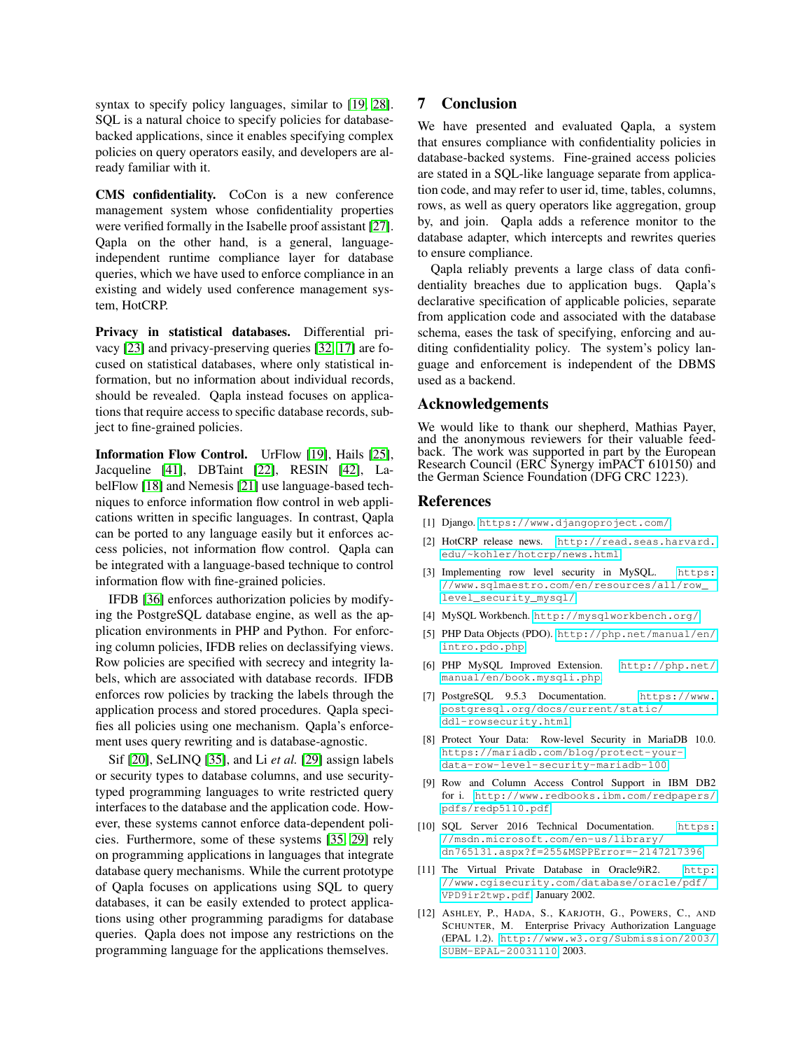syntax to specify policy languages, similar to [19, 28]. SQL is a natural choice to specify policies for database-backed applications, since it enables specifying complex policies on query operators easily, and developers are already familiar with it.

**CMS confidentiality.** CoCon is a new conference management system whose confidentiality properties were verified formally in the Isabelle proof assistant [27]. Qapla on the other hand, is a general, language-independent runtime compliance layer for database queries, which we have used to enforce compliance in an existing and widely used conference management system, HotCRP.

**Privacy in statistical databases.** Differential privacy [23] and privacy-preserving queries [32, 17] are focused on statistical databases, where only statistical information, but no information about individual records, should be revealed. Qapla instead focuses on applications that require access to specific database records, subject to fine-grained policies.

**Information Flow Control.** UrFlow [19], Hails [25], Jacqueline [41], DBTaint [22], RESIN [42], LabelFlow [18] and Nemesis [21] use language-based techniques to enforce information flow control in web applications written in specific languages. In contrast, Qapla can be ported to any language easily but it enforces access policies, not information flow control. Qapla can be integrated with a language-based technique to control information flow with fine-grained policies.

IFDB [36] enforces authorization policies by modifying the PostgreSQL database engine, as well as the application environments in PHP and Python. For enforcing column policies, IFDB relies on declassifying views. Row policies are specified with secrecy and integrity labels, which are associated with database records. IFDB enforces row policies by tracking the labels through the application process and stored procedures. Qapla specifies all policies using one mechanism. Qapla's enforcement uses query rewriting and is database-agnostic.

Sif [20], SeLINQ [35], and Li *et al.* [29] assign labels or security types to database columns, and use security-typed programming languages to write restricted query interfaces to the database and the application code. However, these systems cannot enforce data-dependent policies. Furthermore, some of these systems [35, 29] rely on programming applications in languages that integrate database query mechanisms. While the current prototype of Qapla focuses on applications using SQL to query databases, it can be easily extended to protect applications using other programming paradigms for database queries. Qapla does not impose any restrictions on the programming language for the applications themselves.

# 7 Conclusion

We have presented and evaluated Qapla, a system that ensures compliance with confidentiality policies in database-backed systems. Fine-grained access policies are stated in a SQL-like language separate from application code, and may refer to user id, time, tables, columns, rows, as well as query operators like aggregation, group by, and join. Qapla adds a reference monitor to the database adapter, which intercepts and rewrites queries to ensure compliance.

Qapla reliably prevents a large class of data confidentiality breaches due to application bugs. Qapla's declarative specification of applicable policies, separate from application code and associated with the database schema, eases the task of specifying, enforcing and auditing confidentiality policy. The system's policy language and enforcement is independent of the DBMS used as a backend.

## Acknowledgements

We would like to thank our shepherd, Mathias Payer, and the anonymous reviewers for their valuable feedback. The work was supported in part by the European Research Council (ERC Synergy imPACT 610150) and the German Science Foundation (DFG CRC 1223).

## References

[1] Django. https://www.djangoproject.com/

[2] HotCRP release news. http://read.seas.harvard.edu/~kohler/hotcrp/news.html

[3] Implementing row level security in MySQL. https://www.sqlmaestro.com/en/resources/all/row_level_security_mysql/

[4] MySQL Workbench. http://mysqlworkbench.org/

[5] PHP Data Objects (PDO). http://php.net/manual/en/intro.pdo.php

[6] PHP MySQL Improved Extension. http://php.net/manual/en/book.mysqli.php

[7] PostgreSQL 9.5.3 Documentation. https://www.postgresql.org/docs/current/static/ddl-rowsecurity.html

[8] Protect Your Data: Row-level Security in MariaDB 10.0. https://mariadb.com/blog/protect-your-data-row-level-security-mariadb-100

[9] Row and Column Access Control Support in IBM DB2 for i. http://www.redbooks.ibm.com/redpapers/pdfs/redp5110.pdf

[10] SQL Server 2016 Technical Documentation. https://msdn.microsoft.com/en-us/library/dn765131.aspx?f=255&MSPPError=-2147217396

[11] The Virtual Private Database in Oracle9iR2. http://www.cgisecurity.com/database/oracle/pdf/VPD9ir2twp.pdf, January 2002.

[12] Ashley, P., Hada, S., Karjoth, G., Powers, C., and Schunter, M. Enterprise Privacy Authorization Language (EPAL 1.2). http://www.w3.org/Submission/2003/SUBM-EPAL-20031110, 2003.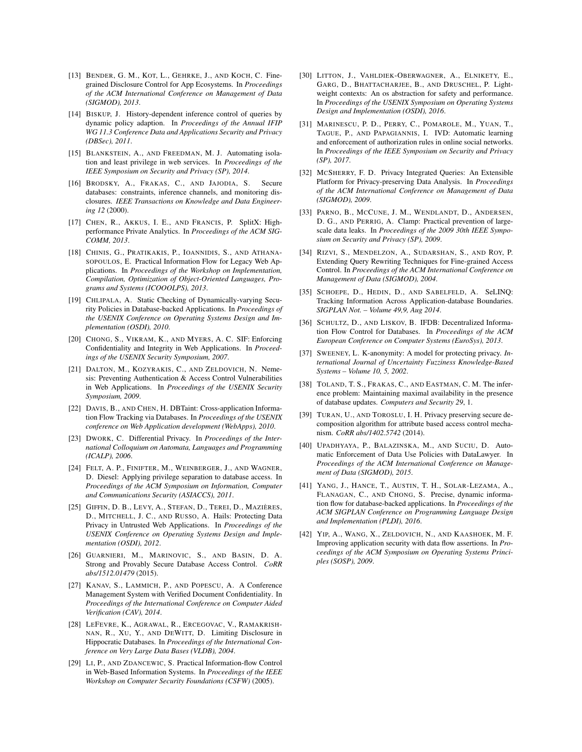[13] BENDER, G. M., KOT, L., GEHRKE, J., AND KOCH, C. Fine-grained Disclosure Control for App Ecosystems. In *Proceedings of the ACM International Conference on Management of Data (SIGMOD), 2013*.

[14] BISKUP, J. History-dependent inference control of queries by dynamic policy adaption. In *Proceedings of the Annual IFIP WG 11.3 Conference Data and Applications Security and Privacy (DBSec), 2011*.

[15] BLANKSTEIN, A., AND FREEDMAN, M. J. Automating isolation and least privilege in web services. In *Proceedings of the IEEE Symposium on Security and Privacy (SP), 2014*.

[16] BRODSKY, A., FRAKAS, C., AND JAJODIA, S. Secure databases: constraints, inference channels, and monitoring disclosures. *IEEE Transactions on Knowledge and Data Engineering 12* (2000).

[17] CHEN, R., AKKUS, I. E., AND FRANCIS, P. SplitX: High-performance Private Analytics. In *Proceedings of the ACM SIGCOMM, 2013*.

[18] CHINIS, G., PRATIKAKIS, P., IOANNIDIS, S., AND ATHANASOPOULOS, E. Practical Information Flow for Legacy Web Applications. In *Proceedings of the Workshop on Implementation, Compilation, Optimization of Object-Oriented Languages, Programs and Systems (ICOOOLPS), 2013*.

[19] CHLIPALA, A. Static Checking of Dynamically-varying Security Policies in Database-backed Applications. In *Proceedings of the USENIX Conference on Operating Systems Design and Implementation (OSDI), 2010*.

[20] CHONG, S., VIKRAM, K., AND MYERS, A. C. SIF: Enforcing Confidentiality and Integrity in Web Applications. In *Proceedings of the USENIX Security Symposium, 2007*.

[21] DALTON, M., KOZYRAKIS, C., AND ZELDOVICH, N. Nemesis: Preventing Authentication & Access Control Vulnerabilities in Web Applications. In *Proceedings of the USENIX Security Symposium, 2009*.

[22] DAVIS, B., AND CHEN, H. DBTaint: Cross-application Information Flow Tracking via Databases. In *Proceedings of the USENIX conference on Web Application development (WebApps), 2010*.

[23] DWORK, C. Differential Privacy. In *Proceedings of the International Colloquium on Automata, Languages and Programming (ICALP), 2006*.

[24] FELT, A. P., FINIFTER, M., WEINBERGER, J., AND WAGNER, D. Diesel: Applying privilege separation to database access. In *Proceedings of the ACM Symposium on Information, Computer and Communications Security (ASIACCS), 2011*.

[25] GIFFIN, D. B., LEVY, A., STEFAN, D., TEREI, D., MAZIÈRES, D., MITCHELL, J. C., AND RUSSO, A. Hails: Protecting Data Privacy in Untrusted Web Applications. In *Proceedings of the USENIX Conference on Operating Systems Design and Implementation (OSDI), 2012*.

[26] GUARNIERI, M., MARINOVIC, S., AND BASIN, D. A. Strong and Provably Secure Database Access Control. *CoRR abs/1512.01479* (2015).

[27] KANAV, S., LAMMICH, P., AND POPESCU, A. A Conference Management System with Verified Document Confidentiality. In *Proceedings of the International Conference on Computer Aided Verification (CAV), 2014*.

[28] LEFEVRE, K., AGRAWAL, R., ERCEGOVAC, V., RAMAKRISHNAN, R., XU, Y., AND DEWITT, D. Limiting Disclosure in Hippocratic Databases. In *Proceedings of the International Conference on Very Large Data Bases (VLDB), 2004*.

[29] LI, P., AND ZDANCEWIC, S. Practical Information-flow Control in Web-Based Information Systems. In *Proceedings of the IEEE Workshop on Computer Security Foundations (CSFW)* (2005).

[30] LITTON, J., VAHLDIEK-OBERWAGNER, A., ELNIKETY, E., GARG, D., BHATTACHARJEE, B., AND DRUSCHEL, P. Lightweight contexts: An os abstraction for safety and performance. In *Proceedings of the USENIX Symposium on Operating Systems Design and Implementation (OSDI), 2016*.

[31] MARINESCU, P. D., PERRY, C., POMAROLE, M., YUAN, T., TAGUE, P., AND PAPAGIANNIS, I. IVD: Automatic learning and enforcement of authorization rules in online social networks. In *Proceedings of the IEEE Symposium on Security and Privacy (SP), 2017*.

[32] MCSHERRY, F. D. Privacy Integrated Queries: An Extensible Platform for Privacy-preserving Data Analysis. In *Proceedings of the ACM International Conference on Management of Data (SIGMOD), 2009*.

[33] PARNO, B., MCCUNE, J. M., WENDLANDT, D., ANDERSEN, D. G., AND PERRIG, A. Clamp: Practical prevention of large-scale data leaks. In *Proceedings of the 2009 30th IEEE Symposium on Security and Privacy (SP), 2009*.

[34] RIZVI, S., MENDELZON, A., SUDARSHAN, S., AND ROY, P. Extending Query Rewriting Techniques for Fine-grained Access Control. In *Proceedings of the ACM International Conference on Management of Data (SIGMOD), 2004*.

[35] SCHOEPE, D., HEDIN, D., AND SABELFELD, A. SeLINQ: Tracking Information Across Application-database Boundaries. *SIGPLAN Not. – Volume 49,9, Aug 2014*.

[36] SCHULTZ, D., AND LISKOV, B. IFDB: Decentralized Information Flow Control for Databases. In *Proceedings of the ACM European Conference on Computer Systems (EuroSys), 2013*.

[37] SWEENEY, L. K-anonymity: A model for protecting privacy. *International Journal of Uncertainty Fuzziness Knowledge-Based Systems – Volume 10, 5, 2002*.

[38] TOLAND, T. S., FRAKAS, C., AND EASTMAN, C. M. The inference problem: Maintaining maximal availability in the presence of database updates. *Computers and Security 29*, 1.

[39] TURAN, U., AND TOROSLU, I. H. Privacy preserving secure decomposition algorithm for attribute based access control mechanism. *CoRR abs/1402.5742* (2014).

[40] UPADHYAYA, P., BALAZINSKA, M., AND SUCIU, D. Automatic Enforcement of Data Use Policies with DataLawyer. In *Proceedings of the ACM International Conference on Management of Data (SIGMOD), 2015*.

[41] YANG, J., HANCE, T., AUSTIN, T. H., SOLAR-LEZAMA, A., FLANAGAN, C., AND CHONG, S. Precise, dynamic information flow for database-backed applications. In *Proceedings of the ACM SIGPLAN Conference on Programming Language Design and Implementation (PLDI), 2016*.

[42] YIP, A., WANG, X., ZELDOVICH, N., AND KAASHOEK, M. F. Improving application security with data flow assertions. In *Proceedings of the ACM Symposium on Operating Systems Principles (SOSP), 2009*.